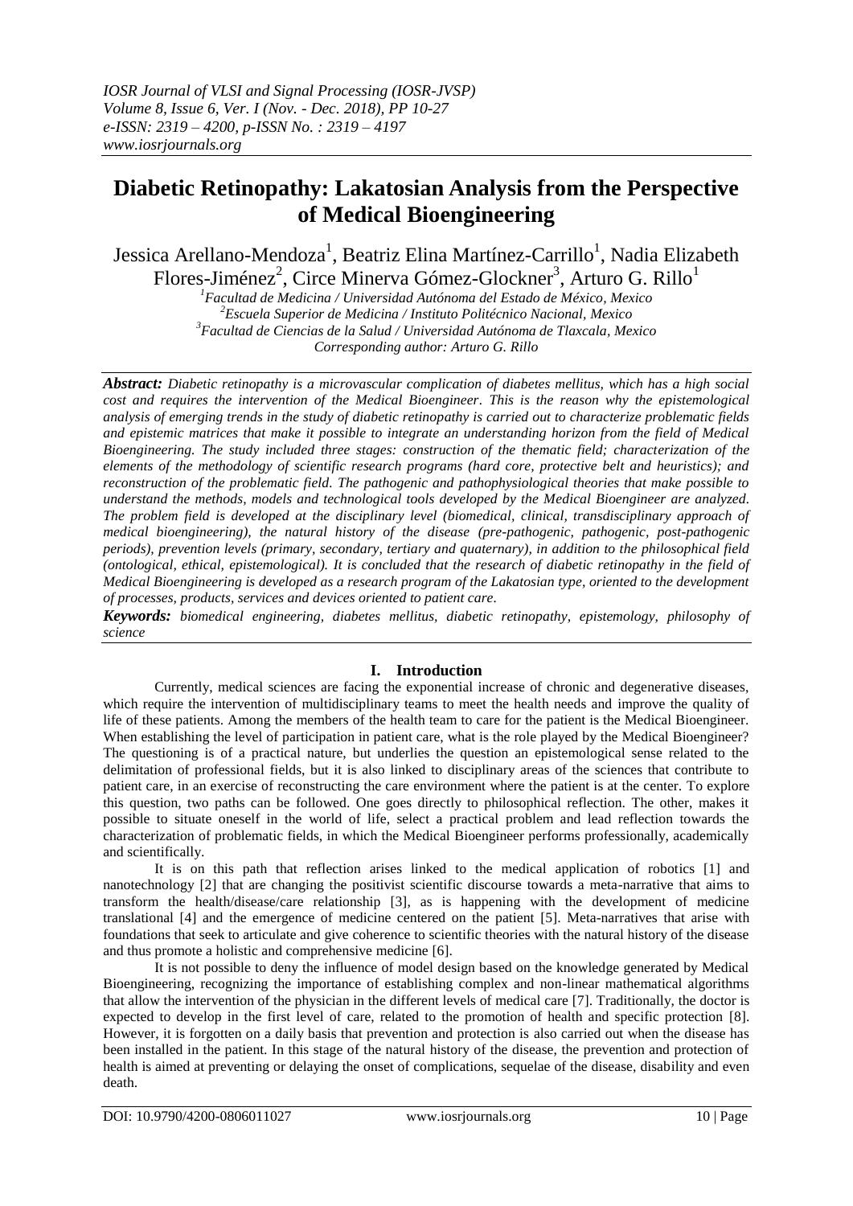# Diabetic Retinopathy: Lakatosian Analysis from the Perspective of Medical Bioengineering

Jessica Arellano-Mendoza[1], Beatriz Elina Martínez-Carrillo[1], Nadia Elizabeth Flores-Jiménez[2], Circe Minerva Gómez-Glockner[3], Arturo G. Rillo[1]

[1]*Facultad de Medicina / Universidad Autónoma del Estado de México, Mexico*
[2]*Escuela Superior de Medicina / Instituto Politécnico Nacional, Mexico*
[3]*Facultad de Ciencias de la Salud / Universidad Autónoma de Tlaxcala, Mexico*
*Corresponding author: Arturo G. Rillo*

***Abstract:*** *Diabetic retinopathy is a microvascular complication of diabetes mellitus, which has a high social cost and requires the intervention of the Medical Bioengineer. This is the reason why the epistemological analysis of emerging trends in the study of diabetic retinopathy is carried out to characterize problematic fields and epistemic matrices that make it possible to integrate an understanding horizon from the field of Medical Bioengineering. The study included three stages: construction of the thematic field; characterization of the elements of the methodology of scientific research programs (hard core, protective belt and heuristics); and reconstruction of the problematic field. The pathogenic and pathophysiological theories that make possible to understand the methods, models and technological tools developed by the Medical Bioengineer are analyzed. The problem field is developed at the disciplinary level (biomedical, clinical, transdisciplinary approach of medical bioengineering), the natural history of the disease (pre-pathogenic, pathogenic, post-pathogenic periods), prevention levels (primary, secondary, tertiary and quaternary), in addition to the philosophical field (ontological, ethical, epistemological). It is concluded that the research of diabetic retinopathy in the field of Medical Bioengineering is developed as a research program of the Lakatosian type, oriented to the development of processes, products, services and devices oriented to patient care.*

***Keywords:*** *biomedical engineering, diabetes mellitus, diabetic retinopathy, epistemology, philosophy of science*

## I. Introduction

Currently, medical sciences are facing the exponential increase of chronic and degenerative diseases, which require the intervention of multidisciplinary teams to meet the health needs and improve the quality of life of these patients. Among the members of the health team to care for the patient is the Medical Bioengineer. When establishing the level of participation in patient care, what is the role played by the Medical Bioengineer? The questioning is of a practical nature, but underlies the question an epistemological sense related to the delimitation of professional fields, but it is also linked to disciplinary areas of the sciences that contribute to patient care, in an exercise of reconstructing the care environment where the patient is at the center. To explore this question, two paths can be followed. One goes directly to philosophical reflection. The other, makes it possible to situate oneself in the world of life, select a practical problem and lead reflection towards the characterization of problematic fields, in which the Medical Bioengineer performs professionally, academically and scientifically.

It is on this path that reflection arises linked to the medical application of robotics [1] and nanotechnology [2] that are changing the positivist scientific discourse towards a meta-narrative that aims to transform the health/disease/care relationship [3], as is happening with the development of medicine translational [4] and the emergence of medicine centered on the patient [5]. Meta-narratives that arise with foundations that seek to articulate and give coherence to scientific theories with the natural history of the disease and thus promote a holistic and comprehensive medicine [6].

It is not possible to deny the influence of model design based on the knowledge generated by Medical Bioengineering, recognizing the importance of establishing complex and non-linear mathematical algorithms that allow the intervention of the physician in the different levels of medical care [7]. Traditionally, the doctor is expected to develop in the first level of care, related to the promotion of health and specific protection [8]. However, it is forgotten on a daily basis that prevention and protection is also carried out when the disease has been installed in the patient. In this stage of the natural history of the disease, the prevention and protection of health is aimed at preventing or delaying the onset of complications, sequelae of the disease, disability and even death.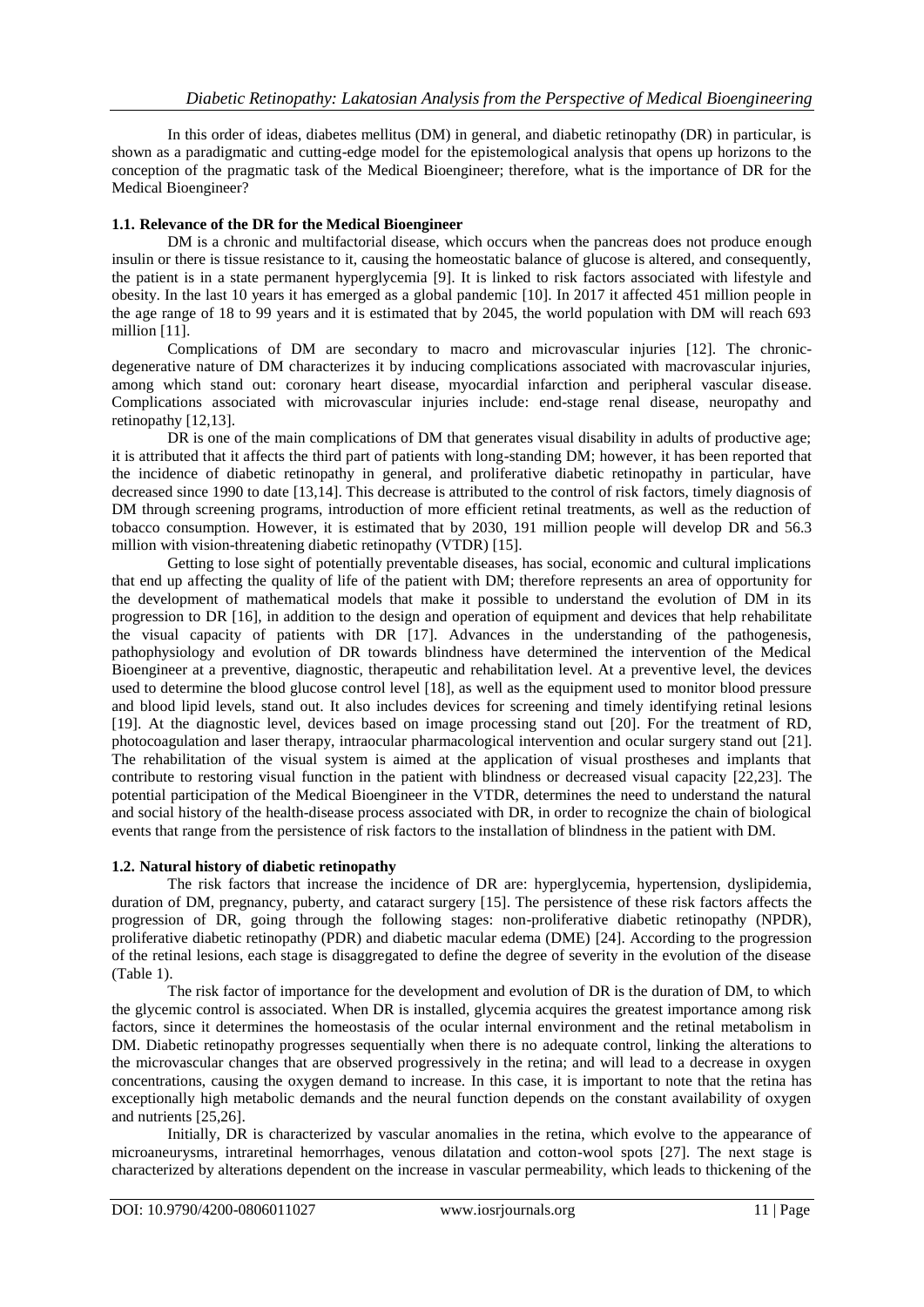In this order of ideas, diabetes mellitus (DM) in general, and diabetic retinopathy (DR) in particular, is shown as a paradigmatic and cutting-edge model for the epistemological analysis that opens up horizons to the conception of the pragmatic task of the Medical Bioengineer; therefore, what is the importance of DR for the Medical Bioengineer?

### 1.1. Relevance of the DR for the Medical Bioengineer

DM is a chronic and multifactorial disease, which occurs when the pancreas does not produce enough insulin or there is tissue resistance to it, causing the homeostatic balance of glucose is altered, and consequently, the patient is in a state permanent hyperglycemia [9]. It is linked to risk factors associated with lifestyle and obesity. In the last 10 years it has emerged as a global pandemic [10]. In 2017 it affected 451 million people in the age range of 18 to 99 years and it is estimated that by 2045, the world population with DM will reach 693 million [11].

Complications of DM are secondary to macro and microvascular injuries [12]. The chronic-degenerative nature of DM characterizes it by inducing complications associated with macrovascular injuries, among which stand out: coronary heart disease, myocardial infarction and peripheral vascular disease. Complications associated with microvascular injuries include: end-stage renal disease, neuropathy and retinopathy [12,13].

DR is one of the main complications of DM that generates visual disability in adults of productive age; it is attributed that it affects the third part of patients with long-standing DM; however, it has been reported that the incidence of diabetic retinopathy in general, and proliferative diabetic retinopathy in particular, have decreased since 1990 to date [13,14]. This decrease is attributed to the control of risk factors, timely diagnosis of DM through screening programs, introduction of more efficient retinal treatments, as well as the reduction of tobacco consumption. However, it is estimated that by 2030, 191 million people will develop DR and 56.3 million with vision-threatening diabetic retinopathy (VTDR) [15].

Getting to lose sight of potentially preventable diseases, has social, economic and cultural implications that end up affecting the quality of life of the patient with DM; therefore represents an area of opportunity for the development of mathematical models that make it possible to understand the evolution of DM in its progression to DR [16], in addition to the design and operation of equipment and devices that help rehabilitate the visual capacity of patients with DR [17]. Advances in the understanding of the pathogenesis, pathophysiology and evolution of DR towards blindness have determined the intervention of the Medical Bioengineer at a preventive, diagnostic, therapeutic and rehabilitation level. At a preventive level, the devices used to determine the blood glucose control level [18], as well as the equipment used to monitor blood pressure and blood lipid levels, stand out. It also includes devices for screening and timely identifying retinal lesions [19]. At the diagnostic level, devices based on image processing stand out [20]. For the treatment of RD, photocoagulation and laser therapy, intraocular pharmacological intervention and ocular surgery stand out [21]. The rehabilitation of the visual system is aimed at the application of visual prostheses and implants that contribute to restoring visual function in the patient with blindness or decreased visual capacity [22,23]. The potential participation of the Medical Bioengineer in the VTDR, determines the need to understand the natural and social history of the health-disease process associated with DR, in order to recognize the chain of biological events that range from the persistence of risk factors to the installation of blindness in the patient with DM.

### 1.2. Natural history of diabetic retinopathy

The risk factors that increase the incidence of DR are: hyperglycemia, hypertension, dyslipidemia, duration of DM, pregnancy, puberty, and cataract surgery [15]. The persistence of these risk factors affects the progression of DR, going through the following stages: non-proliferative diabetic retinopathy (NPDR), proliferative diabetic retinopathy (PDR) and diabetic macular edema (DME) [24]. According to the progression of the retinal lesions, each stage is disaggregated to define the degree of severity in the evolution of the disease (Table 1).

The risk factor of importance for the development and evolution of DR is the duration of DM, to which the glycemic control is associated. When DR is installed, glycemia acquires the greatest importance among risk factors, since it determines the homeostasis of the ocular internal environment and the retinal metabolism in DM. Diabetic retinopathy progresses sequentially when there is no adequate control, linking the alterations to the microvascular changes that are observed progressively in the retina; and will lead to a decrease in oxygen concentrations, causing the oxygen demand to increase. In this case, it is important to note that the retina has exceptionally high metabolic demands and the neural function depends on the constant availability of oxygen and nutrients [25,26].

Initially, DR is characterized by vascular anomalies in the retina, which evolve to the appearance of microaneurysms, intraretinal hemorrhages, venous dilatation and cotton-wool spots [27]. The next stage is characterized by alterations dependent on the increase in vascular permeability, which leads to thickening of the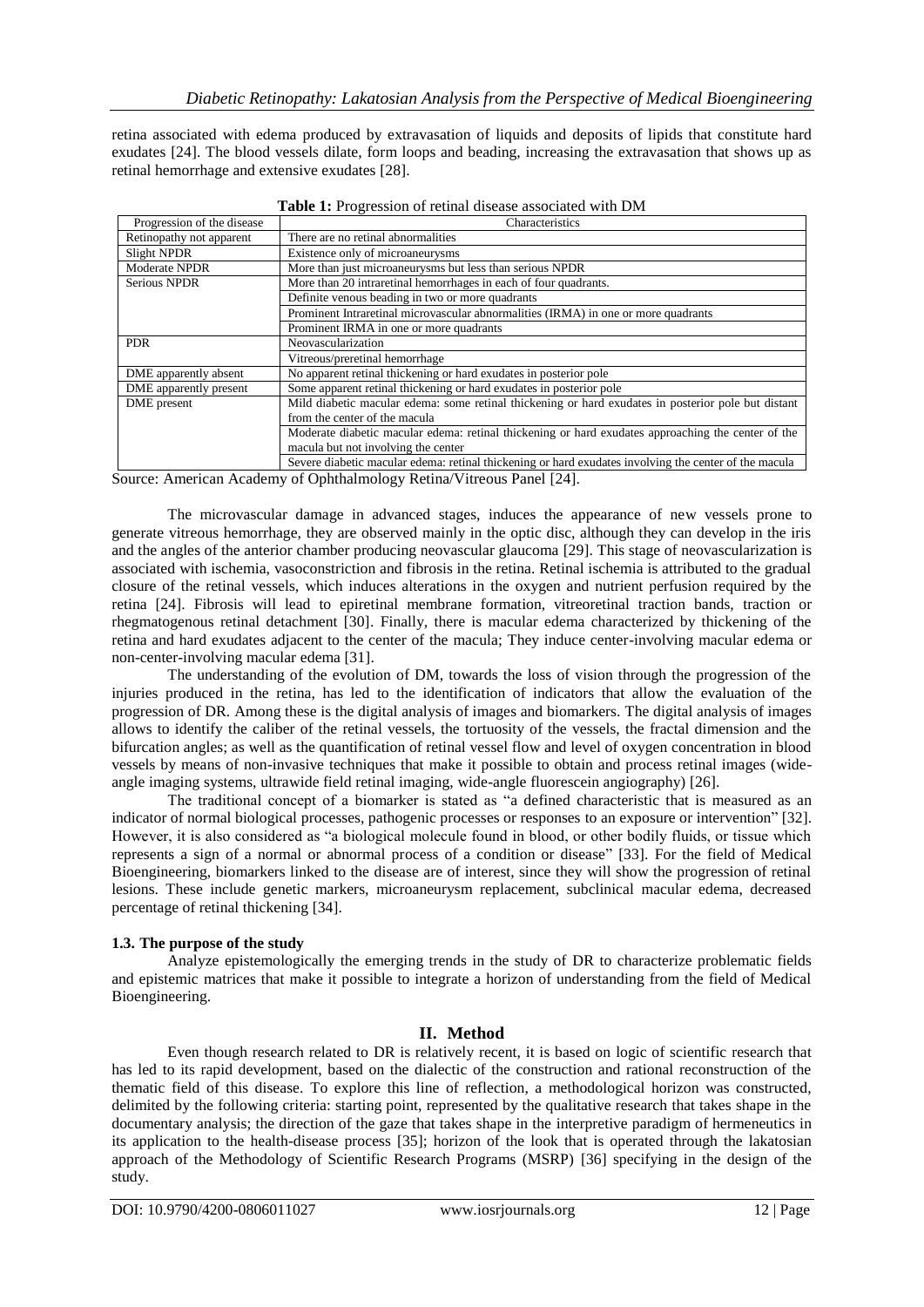retina associated with edema produced by extravasation of liquids and deposits of lipids that constitute hard exudates [24]. The blood vessels dilate, form loops and beading, increasing the extravasation that shows up as retinal hemorrhage and extensive exudates [28].

**Table 1:** Progression of retinal disease associated with DM

| Progression of the disease | Characteristics |
|---|---|
| Retinopathy not apparent | There are no retinal abnormalities |
| Slight NPDR | Existence only of microaneurysms |
| Moderate NPDR | More than just microaneurysms but less than serious NPDR |
| Serious NPDR | More than 20 intraretinal hemorrhages in each of four quadrants. |
| | Definite venous beading in two or more quadrants |
| | Prominent Intraretinal microvascular abnormalities (IRMA) in one or more quadrants |
| | Prominent IRMA in one or more quadrants |
| PDR | Neovascularization |
| | Vitreous/preretinal hemorrhage |
| DME apparently absent | No apparent retinal thickening or hard exudates in posterior pole |
| DME apparently present | Some apparent retinal thickening or hard exudates in posterior pole |
| DME present | Mild diabetic macular edema: some retinal thickening or hard exudates in posterior pole but distant from the center of the macula |
| | Moderate diabetic macular edema: retinal thickening or hard exudates approaching the center of the macula but not involving the center |
| | Severe diabetic macular edema: retinal thickening or hard exudates involving the center of the macula |

Source: American Academy of Ophthalmology Retina/Vitreous Panel [24].

The microvascular damage in advanced stages, induces the appearance of new vessels prone to generate vitreous hemorrhage, they are observed mainly in the optic disc, although they can develop in the iris and the angles of the anterior chamber producing neovascular glaucoma [29]. This stage of neovascularization is associated with ischemia, vasoconstriction and fibrosis in the retina. Retinal ischemia is attributed to the gradual closure of the retinal vessels, which induces alterations in the oxygen and nutrient perfusion required by the retina [24]. Fibrosis will lead to epiretinal membrane formation, vitreoretinal traction bands, traction or rhegmatogenous retinal detachment [30]. Finally, there is macular edema characterized by thickening of the retina and hard exudates adjacent to the center of the macula; They induce center-involving macular edema or non-center-involving macular edema [31].

The understanding of the evolution of DM, towards the loss of vision through the progression of the injuries produced in the retina, has led to the identification of indicators that allow the evaluation of the progression of DR. Among these is the digital analysis of images and biomarkers. The digital analysis of images allows to identify the caliber of the retinal vessels, the tortuosity of the vessels, the fractal dimension and the bifurcation angles; as well as the quantification of retinal vessel flow and level of oxygen concentration in blood vessels by means of non-invasive techniques that make it possible to obtain and process retinal images (wide-angle imaging systems, ultrawide field retinal imaging, wide-angle fluorescein angiography) [26].

The traditional concept of a biomarker is stated as "a defined characteristic that is measured as an indicator of normal biological processes, pathogenic processes or responses to an exposure or intervention" [32]. However, it is also considered as "a biological molecule found in blood, or other bodily fluids, or tissue which represents a sign of a normal or abnormal process of a condition or disease" [33]. For the field of Medical Bioengineering, biomarkers linked to the disease are of interest, since they will show the progression of retinal lesions. These include genetic markers, microaneurysm replacement, subclinical macular edema, decreased percentage of retinal thickening [34].

### 1.3. The purpose of the study

Analyze epistemologically the emerging trends in the study of DR to characterize problematic fields and epistemic matrices that make it possible to integrate a horizon of understanding from the field of Medical Bioengineering.

## II. Method

Even though research related to DR is relatively recent, it is based on logic of scientific research that has led to its rapid development, based on the dialectic of the construction and rational reconstruction of the thematic field of this disease. To explore this line of reflection, a methodological horizon was constructed, delimited by the following criteria: starting point, represented by the qualitative research that takes shape in the documentary analysis; the direction of the gaze that takes shape in the interpretive paradigm of hermeneutics in its application to the health-disease process [35]; horizon of the look that is operated through the lakatosian approach of the Methodology of Scientific Research Programs (MSRP) [36] specifying in the design of the study.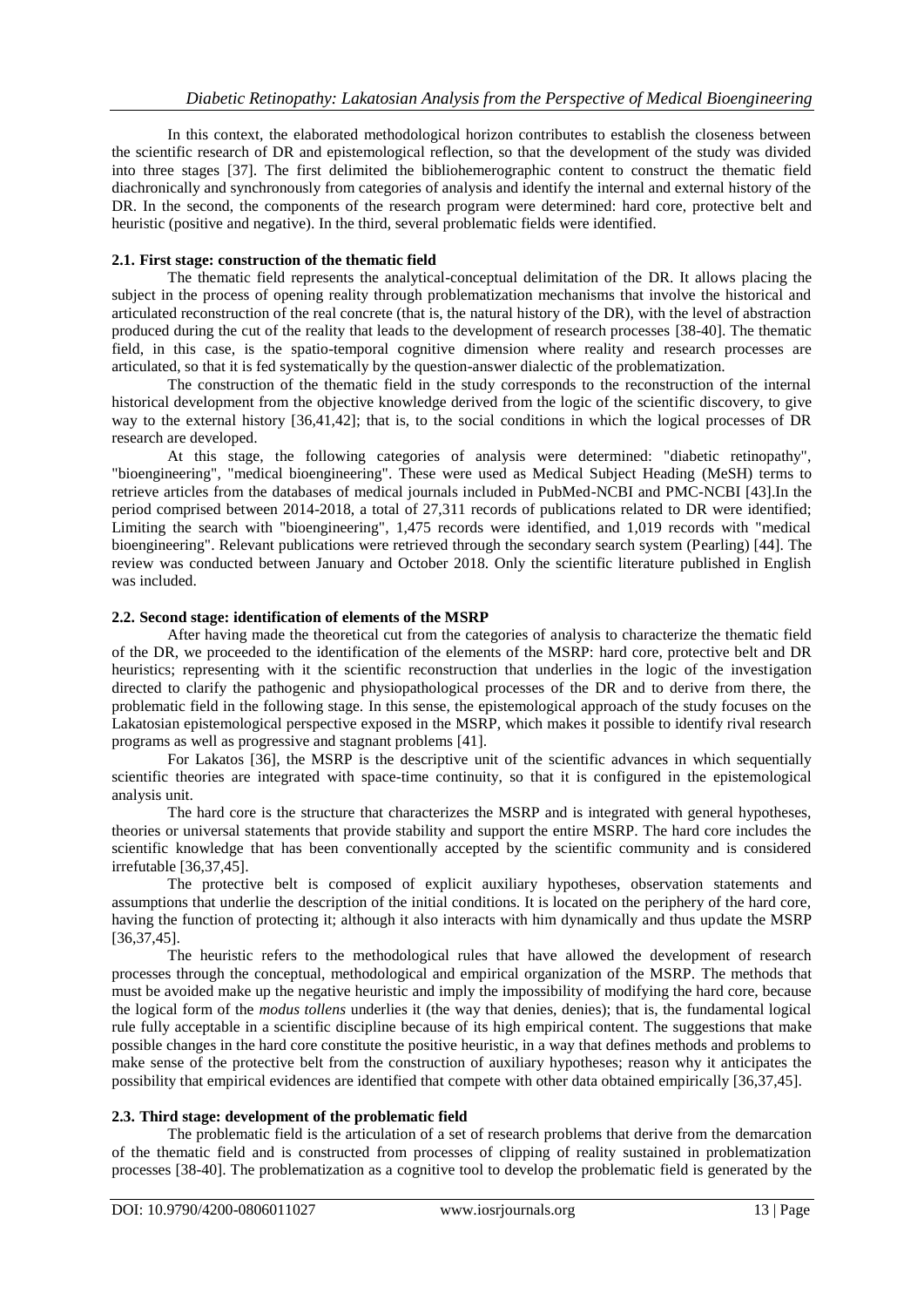In this context, the elaborated methodological horizon contributes to establish the closeness between the scientific research of DR and epistemological reflection, so that the development of the study was divided into three stages [37]. The first delimited the bibliohemerographic content to construct the thematic field diachronically and synchronously from categories of analysis and identify the internal and external history of the DR. In the second, the components of the research program were determined: hard core, protective belt and heuristic (positive and negative). In the third, several problematic fields were identified.

### 2.1. First stage: construction of the thematic field

The thematic field represents the analytical-conceptual delimitation of the DR. It allows placing the subject in the process of opening reality through problematization mechanisms that involve the historical and articulated reconstruction of the real concrete (that is, the natural history of the DR), with the level of abstraction produced during the cut of the reality that leads to the development of research processes [38-40]. The thematic field, in this case, is the spatio-temporal cognitive dimension where reality and research processes are articulated, so that it is fed systematically by the question-answer dialectic of the problematization.

The construction of the thematic field in the study corresponds to the reconstruction of the internal historical development from the objective knowledge derived from the logic of the scientific discovery, to give way to the external history [36,41,42]; that is, to the social conditions in which the logical processes of DR research are developed.

At this stage, the following categories of analysis were determined: "diabetic retinopathy", "bioengineering", "medical bioengineering". These were used as Medical Subject Heading (MeSH) terms to retrieve articles from the databases of medical journals included in PubMed-NCBI and PMC-NCBI [43].In the period comprised between 2014-2018, a total of 27,311 records of publications related to DR were identified; Limiting the search with "bioengineering", 1,475 records were identified, and 1,019 records with "medical bioengineering". Relevant publications were retrieved through the secondary search system (Pearling) [44]. The review was conducted between January and October 2018. Only the scientific literature published in English was included.

### 2.2. Second stage: identification of elements of the MSRP

After having made the theoretical cut from the categories of analysis to characterize the thematic field of the DR, we proceeded to the identification of the elements of the MSRP: hard core, protective belt and DR heuristics; representing with it the scientific reconstruction that underlies in the logic of the investigation directed to clarify the pathogenic and physiopathological processes of the DR and to derive from there, the problematic field in the following stage. In this sense, the epistemological approach of the study focuses on the Lakatosian epistemological perspective exposed in the MSRP, which makes it possible to identify rival research programs as well as progressive and stagnant problems [41].

For Lakatos [36], the MSRP is the descriptive unit of the scientific advances in which sequentially scientific theories are integrated with space-time continuity, so that it is configured in the epistemological analysis unit.

The hard core is the structure that characterizes the MSRP and is integrated with general hypotheses, theories or universal statements that provide stability and support the entire MSRP. The hard core includes the scientific knowledge that has been conventionally accepted by the scientific community and is considered irrefutable [36,37,45].

The protective belt is composed of explicit auxiliary hypotheses, observation statements and assumptions that underlie the description of the initial conditions. It is located on the periphery of the hard core, having the function of protecting it; although it also interacts with him dynamically and thus update the MSRP [36,37,45].

The heuristic refers to the methodological rules that have allowed the development of research processes through the conceptual, methodological and empirical organization of the MSRP. The methods that must be avoided make up the negative heuristic and imply the impossibility of modifying the hard core, because the logical form of the *modus tollens* underlies it (the way that denies, denies); that is, the fundamental logical rule fully acceptable in a scientific discipline because of its high empirical content. The suggestions that make possible changes in the hard core constitute the positive heuristic, in a way that defines methods and problems to make sense of the protective belt from the construction of auxiliary hypotheses; reason why it anticipates the possibility that empirical evidences are identified that compete with other data obtained empirically [36,37,45].

### 2.3. Third stage: development of the problematic field

The problematic field is the articulation of a set of research problems that derive from the demarcation of the thematic field and is constructed from processes of clipping of reality sustained in problematization processes [38-40]. The problematization as a cognitive tool to develop the problematic field is generated by the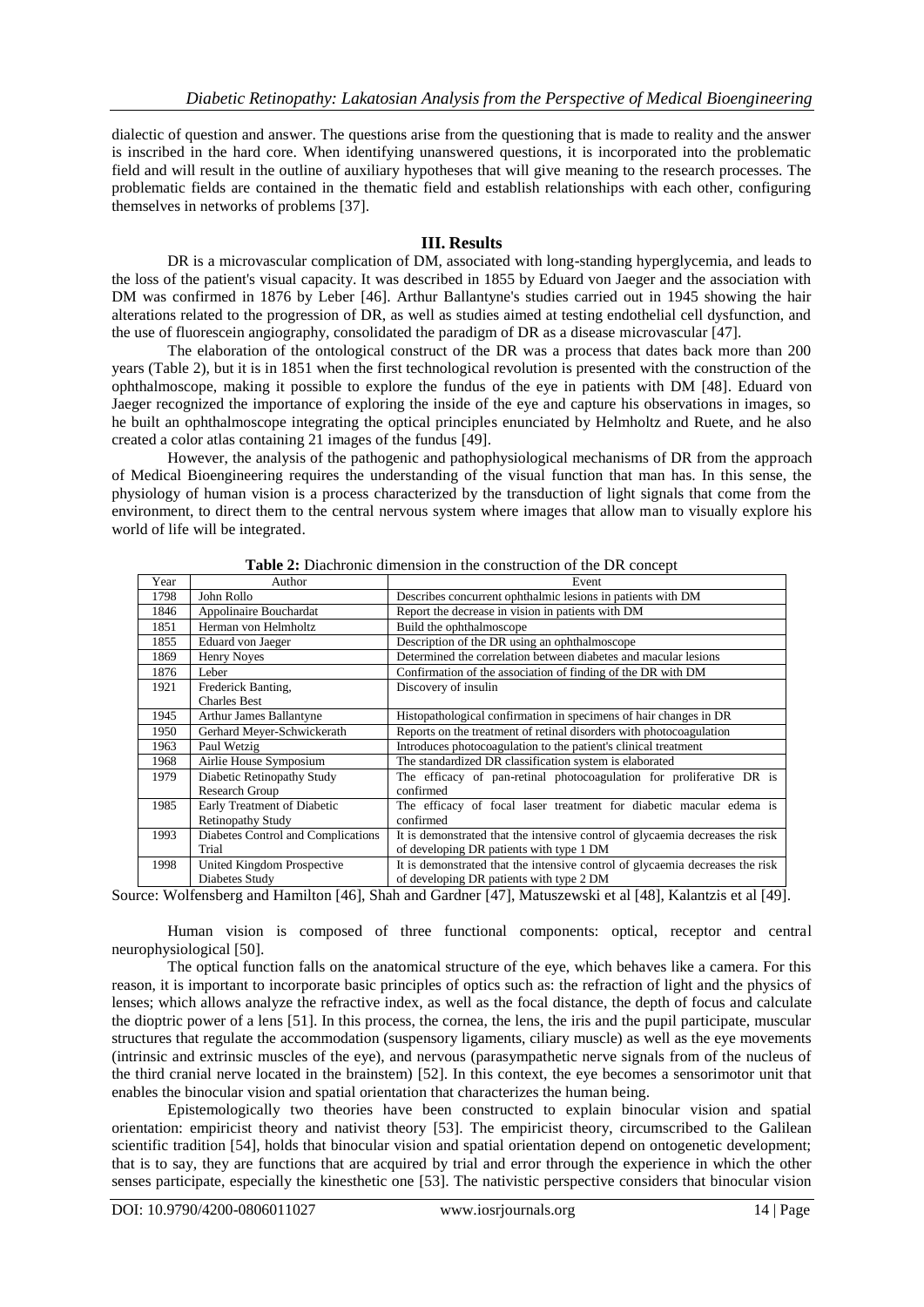dialectic of question and answer. The questions arise from the questioning that is made to reality and the answer is inscribed in the hard core. When identifying unanswered questions, it is incorporated into the problematic field and will result in the outline of auxiliary hypotheses that will give meaning to the research processes. The problematic fields are contained in the thematic field and establish relationships with each other, configuring themselves in networks of problems [37].

## III. Results

DR is a microvascular complication of DM, associated with long-standing hyperglycemia, and leads to the loss of the patient's visual capacity. It was described in 1855 by Eduard von Jaeger and the association with DM was confirmed in 1876 by Leber [46]. Arthur Ballantyne's studies carried out in 1945 showing the hair alterations related to the progression of DR, as well as studies aimed at testing endothelial cell dysfunction, and the use of fluorescein angiography, consolidated the paradigm of DR as a disease microvascular [47].

The elaboration of the ontological construct of the DR was a process that dates back more than 200 years (Table 2), but it is in 1851 when the first technological revolution is presented with the construction of the ophthalmoscope, making it possible to explore the fundus of the eye in patients with DM [48]. Eduard von Jaeger recognized the importance of exploring the inside of the eye and capture his observations in images, so he built an ophthalmoscope integrating the optical principles enunciated by Helmholtz and Ruete, and he also created a color atlas containing 21 images of the fundus [49].

However, the analysis of the pathogenic and pathophysiological mechanisms of DR from the approach of Medical Bioengineering requires the understanding of the visual function that man has. In this sense, the physiology of human vision is a process characterized by the transduction of light signals that come from the environment, to direct them to the central nervous system where images that allow man to visually explore his world of life will be integrated.

**Table 2:** Diachronic dimension in the construction of the DR concept

| Year | Author | Event |
|---|---|---|
| 1798 | John Rollo | Describes concurrent ophthalmic lesions in patients with DM |
| 1846 | Appolinaire Bouchardat | Report the decrease in vision in patients with DM |
| 1851 | Herman von Helmholtz | Build the ophthalmoscope |
| 1855 | Eduard von Jaeger | Description of the DR using an ophthalmoscope |
| 1869 | Henry Noyes | Determined the correlation between diabetes and macular lesions |
| 1876 | Leber | Confirmation of the association of finding of the DR with DM |
| 1921 | Frederick Banting, Charles Best | Discovery of insulin |
| 1945 | Arthur James Ballantyne | Histopathological confirmation in specimens of hair changes in DR |
| 1950 | Gerhard Meyer-Schwickerath | Reports on the treatment of retinal disorders with photocoagulation |
| 1963 | Paul Wetzig | Introduces photocoagulation to the patient's clinical treatment |
| 1968 | Airlie House Symposium | The standardized DR classification system is elaborated |
| 1979 | Diabetic Retinopathy Study Research Group | The efficacy of pan-retinal photocoagulation for proliferative DR is confirmed |
| 1985 | Early Treatment of Diabetic Retinopathy Study | The efficacy of focal laser treatment for diabetic macular edema is confirmed |
| 1993 | Diabetes Control and Complications Trial | It is demonstrated that the intensive control of glycaemia decreases the risk of developing DR patients with type 1 DM |
| 1998 | United Kingdom Prospective Diabetes Study | It is demonstrated that the intensive control of glycaemia decreases the risk of developing DR patients with type 2 DM |

Source: Wolfensberg and Hamilton [46], Shah and Gardner [47], Matuszewski et al [48], Kalantzis et al [49].

Human vision is composed of three functional components: optical, receptor and central neurophysiological [50].

The optical function falls on the anatomical structure of the eye, which behaves like a camera. For this reason, it is important to incorporate basic principles of optics such as: the refraction of light and the physics of lenses; which allows analyze the refractive index, as well as the focal distance, the depth of focus and calculate the dioptric power of a lens [51]. In this process, the cornea, the lens, the iris and the pupil participate, muscular structures that regulate the accommodation (suspensory ligaments, ciliary muscle) as well as the eye movements (intrinsic and extrinsic muscles of the eye), and nervous (parasympathetic nerve signals from of the nucleus of the third cranial nerve located in the brainstem) [52]. In this context, the eye becomes a sensorimotor unit that enables the binocular vision and spatial orientation that characterizes the human being.

Epistemologically two theories have been constructed to explain binocular vision and spatial orientation: empiricist theory and nativist theory [53]. The empiricist theory, circumscribed to the Galilean scientific tradition [54], holds that binocular vision and spatial orientation depend on ontogenetic development; that is to say, they are functions that are acquired by trial and error through the experience in which the other senses participate, especially the kinesthetic one [53]. The nativistic perspective considers that binocular vision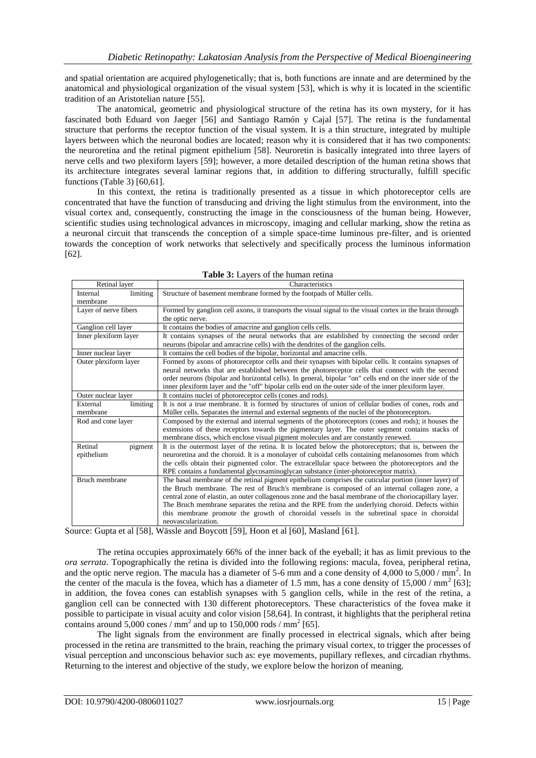and spatial orientation are acquired phylogenetically; that is, both functions are innate and are determined by the anatomical and physiological organization of the visual system [53], which is why it is located in the scientific tradition of an Aristotelian nature [55].

The anatomical, geometric and physiological structure of the retina has its own mystery, for it has fascinated both Eduard von Jaeger [56] and Santiago Ramón y Cajal [57]. The retina is the fundamental structure that performs the receptor function of the visual system. It is a thin structure, integrated by multiple layers between which the neuronal bodies are located; reason why it is considered that it has two components: the neuroretina and the retinal pigment epithelium [58]. Neuroretin is basically integrated into three layers of nerve cells and two plexiform layers [59]; however, a more detailed description of the human retina shows that its architecture integrates several laminar regions that, in addition to differing structurally, fulfill specific functions (Table 3) [60,61].

In this context, the retina is traditionally presented as a tissue in which photoreceptor cells are concentrated that have the function of transducing and driving the light stimulus from the environment, into the visual cortex and, consequently, constructing the image in the consciousness of the human being. However, scientific studies using technological advances in microscopy, imaging and cellular marking, show the retina as a neuronal circuit that transcends the conception of a simple space-time luminous pre-filter, and is oriented towards the conception of work networks that selectively and specifically process the luminous information [62].

**Table 3:** Layers of the human retina

| Retinal layer | Characteristics |
|---|---|
| Internal limiting membrane | Structure of basement membrane formed by the footpads of Müller cells. |
| Layer of nerve fibers | Formed by ganglion cell axons, it transports the visual signal to the visual cortex in the brain through the optic nerve. |
| Ganglion cell layer | It contains the bodies of amacrine and ganglion cells cells. |
| Inner plexiform layer | It contains synapses of the neural networks that are established by connecting the second order neurons (bipolar and amracrine cells) with the dendrites of the ganglion cells. |
| Inner nuclear layer | It contains the cell bodies of the bipolar, horizontal and amacrine cells. |
| Outer plexiform layer | Formed by axons of photoreceptor cells and their synapses with bipolar cells. It contains synapses of neural networks that are established between the photoreceptor cells that connect with the second order neurons (bipolar and horizontal cells). In general, bipolar "on" cells end on the inner side of the inner plexiform layer and the "off" bipolar cells end on the outer side of the inner plexiform layer. |
| Outer nuclear layer | It contains nuclei of photoreceptor cells (cones and rods). |
| External limiting membrane | It is not a true membrane. It is formed by structures of union of cellular bodies of cones, rods and Müller cells. Separates the internal and external segments of the nuclei of the photoreceptors. |
| Rod and cone layer | Composed by the external and internal segments of the photoreceptors (cones and rods); it houses the extensions of these receptors towards the pigmentary layer. The outer segment contains stacks of membrane discs, which enclose visual pigment molecules and are constantly renewed. |
| Retinal pigment epithelium | It is the outermost layer of the retina. It is located below the photoreceptors; that is, between the neuroretina and the choroid. It is a monolayer of cuboidal cells containing melanosomes from which the cells obtain their pigmented color. The extracellular space between the photoreceptors and the RPE contains a fundamental glycosaminoglycan substance (inter-photoreceptor matrix). |
| Bruch membrane | The basal membrane of the retinal pigment epithelium comprises the cuticular portion (inner layer) of the Bruch membrane. The rest of Bruch's membrane is composed of an internal collagen zone, a central zone of elastin, an outer collagenous zone and the basal membrane of the choriocapillary layer. The Bruch membrane separates the retina and the RPE from the underlying choroid. Defects within this membrane promote the growth of choroidal vessels in the subretinal space in choroidal neovascularization. |

Source: Gupta et al [58], Wässle and Boycott [59], Hoon et al [60], Masland [61].

The retina occupies approximately 66% of the inner back of the eyeball; it has as limit previous to the *ora serrata*. Topographically the retina is divided into the following regions: macula, fovea, peripheral retina, and the optic nerve region. The macula has a diameter of 5-6 mm and a cone density of 4,000 to 5,000 / mm$^2$. In the center of the macula is the fovea, which has a diameter of 1.5 mm, has a cone density of 15,000 / mm$^2$ [63]; in addition, the fovea cones can establish synapses with 5 ganglion cells, while in the rest of the retina, a ganglion cell can be connected with 130 different photoreceptors. These characteristics of the fovea make it possible to participate in visual acuity and color vision [58,64]. In contrast, it highlights that the peripheral retina contains around 5,000 cones / mm$^2$ and up to 150,000 rods / mm$^2$ [65].

The light signals from the environment are finally processed in electrical signals, which after being processed in the retina are transmitted to the brain, reaching the primary visual cortex, to trigger the processes of visual perception and unconscious behavior such as: eye movements, pupillary reflexes, and circadian rhythms. Returning to the interest and objective of the study, we explore below the horizon of meaning.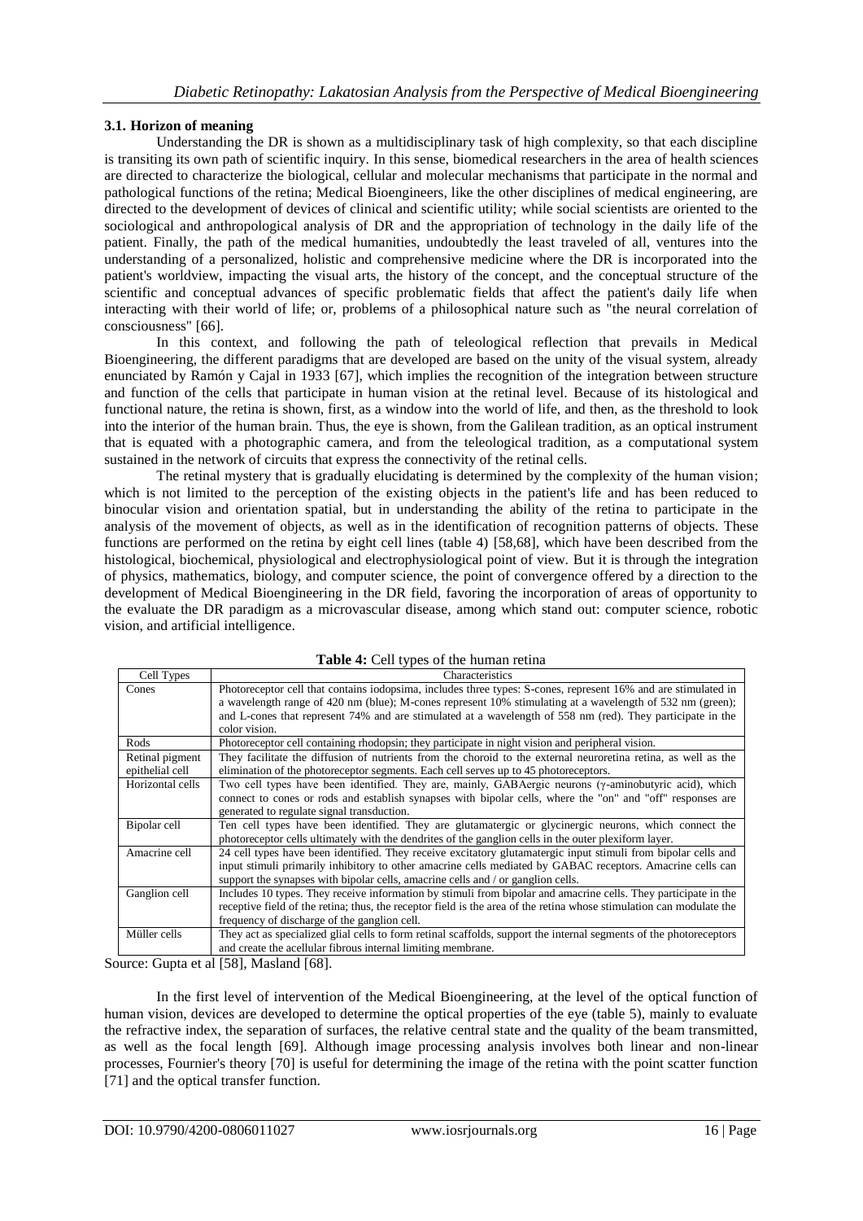### 3.1. Horizon of meaning

Understanding the DR is shown as a multidisciplinary task of high complexity, so that each discipline is transiting its own path of scientific inquiry. In this sense, biomedical researchers in the area of health sciences are directed to characterize the biological, cellular and molecular mechanisms that participate in the normal and pathological functions of the retina; Medical Bioengineers, like the other disciplines of medical engineering, are directed to the development of devices of clinical and scientific utility; while social scientists are oriented to the sociological and anthropological analysis of DR and the appropriation of technology in the daily life of the patient. Finally, the path of the medical humanities, undoubtedly the least traveled of all, ventures into the understanding of a personalized, holistic and comprehensive medicine where the DR is incorporated into the patient's worldview, impacting the visual arts, the history of the concept, and the conceptual structure of the scientific and conceptual advances of specific problematic fields that affect the patient's daily life when interacting with their world of life; or, problems of a philosophical nature such as "the neural correlation of consciousness" [66].

In this context, and following the path of teleological reflection that prevails in Medical Bioengineering, the different paradigms that are developed are based on the unity of the visual system, already enunciated by Ramón y Cajal in 1933 [67], which implies the recognition of the integration between structure and function of the cells that participate in human vision at the retinal level. Because of its histological and functional nature, the retina is shown, first, as a window into the world of life, and then, as the threshold to look into the interior of the human brain. Thus, the eye is shown, from the Galilean tradition, as an optical instrument that is equated with a photographic camera, and from the teleological tradition, as a computational system sustained in the network of circuits that express the connectivity of the retinal cells.

The retinal mystery that is gradually elucidating is determined by the complexity of the human vision; which is not limited to the perception of the existing objects in the patient's life and has been reduced to binocular vision and orientation spatial, but in understanding the ability of the retina to participate in the analysis of the movement of objects, as well as in the identification of recognition patterns of objects. These functions are performed on the retina by eight cell lines (table 4) [58,68], which have been described from the histological, biochemical, physiological and electrophysiological point of view. But it is through the integration of physics, mathematics, biology, and computer science, the point of convergence offered by a direction to the development of Medical Bioengineering in the DR field, favoring the incorporation of areas of opportunity to the evaluate the DR paradigm as a microvascular disease, among which stand out: computer science, robotic vision, and artificial intelligence.

**Table 4:** Cell types of the human retina

| Cell Types | Characteristics |
|---|---|
| Cones | Photoreceptor cell that contains iodopsima, includes three types: S-cones, represent 16% and are stimulated in a wavelength range of 420 nm (blue); M-cones represent 10% stimulating at a wavelength of 532 nm (green); and L-cones that represent 74% and are stimulated at a wavelength of 558 nm (red). They participate in the color vision. |
| Rods | Photoreceptor cell containing rhodopsin; they participate in night vision and peripheral vision. |
| Retinal pigment epithelial cell | They facilitate the diffusion of nutrients from the choroid to the external neuroretina retina, as well as the elimination of the photoreceptor segments. Each cell serves up to 45 photoreceptors. |
| Horizontal cells | Two cell types have been identified. They are, mainly, GABAergic neurons (γ-aminobutyric acid), which connect to cones or rods and establish synapses with bipolar cells, where the "on" and "off" responses are generated to regulate signal transduction. |
| Bipolar cell | Ten cell types have been identified. They are glutamatergic or glycinergic neurons, which connect the photoreceptor cells ultimately with the dendrites of the ganglion cells in the outer plexiform layer. |
| Amacrine cell | 24 cell types have been identified. They receive excitatory glutamatergic input stimuli from bipolar cells and input stimuli primarily inhibitory to other amacrine cells mediated by GABAC receptors. Amacrine cells can support the synapses with bipolar cells, amacrine cells and / or ganglion cells. |
| Ganglion cell | Includes 10 types. They receive information by stimuli from bipolar and amacrine cells. They participate in the receptive field of the retina; thus, the receptor field is the area of the retina whose stimulation can modulate the frequency of discharge of the ganglion cell. |
| Müller cells | They act as specialized glial cells to form retinal scaffolds, support the internal segments of the photoreceptors and create the acellular fibrous internal limiting membrane. |

Source: Gupta et al [58], Masland [68].

In the first level of intervention of the Medical Bioengineering, at the level of the optical function of human vision, devices are developed to determine the optical properties of the eye (table 5), mainly to evaluate the refractive index, the separation of surfaces, the relative central state and the quality of the beam transmitted, as well as the focal length [69]. Although image processing analysis involves both linear and non-linear processes, Fournier's theory [70] is useful for determining the image of the retina with the point scatter function [71] and the optical transfer function.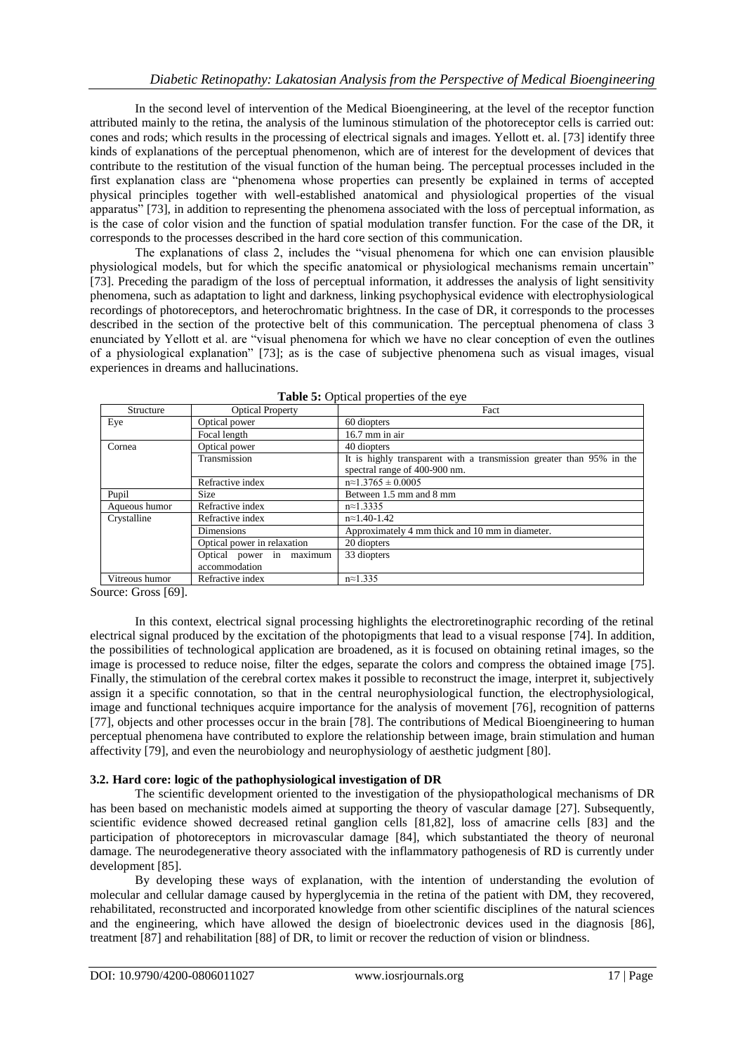In the second level of intervention of the Medical Bioengineering, at the level of the receptor function attributed mainly to the retina, the analysis of the luminous stimulation of the photoreceptor cells is carried out: cones and rods; which results in the processing of electrical signals and images. Yellott et. al. [73] identify three kinds of explanations of the perceptual phenomenon, which are of interest for the development of devices that contribute to the restitution of the visual function of the human being. The perceptual processes included in the first explanation class are "phenomena whose properties can presently be explained in terms of accepted physical principles together with well-established anatomical and physiological properties of the visual apparatus" [73], in addition to representing the phenomena associated with the loss of perceptual information, as is the case of color vision and the function of spatial modulation transfer function. For the case of the DR, it corresponds to the processes described in the hard core section of this communication.

The explanations of class 2, includes the "visual phenomena for which one can envision plausible physiological models, but for which the specific anatomical or physiological mechanisms remain uncertain" [73]. Preceding the paradigm of the loss of perceptual information, it addresses the analysis of light sensitivity phenomena, such as adaptation to light and darkness, linking psychophysical evidence with electrophysiological recordings of photoreceptors, and heterochromatic brightness. In the case of DR, it corresponds to the processes described in the section of the protective belt of this communication. The perceptual phenomena of class 3 enunciated by Yellott et al. are "visual phenomena for which we have no clear conception of even the outlines of a physiological explanation" [73]; as is the case of subjective phenomena such as visual images, visual experiences in dreams and hallucinations.

**Table 5:** Optical properties of the eye

| Structure | Optical Property | Fact |
|---|---|---|
| Eye | Optical power | 60 diopters |
| | Focal length | 16.7 mm in air |
| Cornea | Optical power | 40 diopters |
| | Transmission | It is highly transparent with a transmission greater than 95% in the spectral range of 400-900 nm. |
| | Refractive index | $n \approx 1.3765 \pm 0.0005$ |
| Pupil | Size | Between 1.5 mm and 8 mm |
| Aqueous humor | Refractive index | $n \approx 1.3335$ |
| Crystalline | Refractive index | $n \approx 1.40$-$1.42$ |
| | Dimensions | Approximately 4 mm thick and 10 mm in diameter. |
| | Optical power in relaxation | 20 diopters |
| | Optical power in maximum accommodation | 33 diopters |
| Vitreous humor | Refractive index | $n \approx 1.335$ |

Source: Gross [69].

In this context, electrical signal processing highlights the electroretinographic recording of the retinal electrical signal produced by the excitation of the photopigments that lead to a visual response [74]. In addition, the possibilities of technological application are broadened, as it is focused on obtaining retinal images, so the image is processed to reduce noise, filter the edges, separate the colors and compress the obtained image [75]. Finally, the stimulation of the cerebral cortex makes it possible to reconstruct the image, interpret it, subjectively assign it a specific connotation, so that in the central neurophysiological function, the electrophysiological, image and functional techniques acquire importance for the analysis of movement [76], recognition of patterns [77], objects and other processes occur in the brain [78]. The contributions of Medical Bioengineering to human perceptual phenomena have contributed to explore the relationship between image, brain stimulation and human affectivity [79], and even the neurobiology and neurophysiology of aesthetic judgment [80].

### 3.2. Hard core: logic of the pathophysiological investigation of DR

The scientific development oriented to the investigation of the physiopathological mechanisms of DR has been based on mechanistic models aimed at supporting the theory of vascular damage [27]. Subsequently, scientific evidence showed decreased retinal ganglion cells [81,82], loss of amacrine cells [83] and the participation of photoreceptors in microvascular damage [84], which substantiated the theory of neuronal damage. The neurodegenerative theory associated with the inflammatory pathogenesis of RD is currently under development [85].

By developing these ways of explanation, with the intention of understanding the evolution of molecular and cellular damage caused by hyperglycemia in the retina of the patient with DM, they recovered, rehabilitated, reconstructed and incorporated knowledge from other scientific disciplines of the natural sciences and the engineering, which have allowed the design of bioelectronic devices used in the diagnosis [86], treatment [87] and rehabilitation [88] of DR, to limit or recover the reduction of vision or blindness.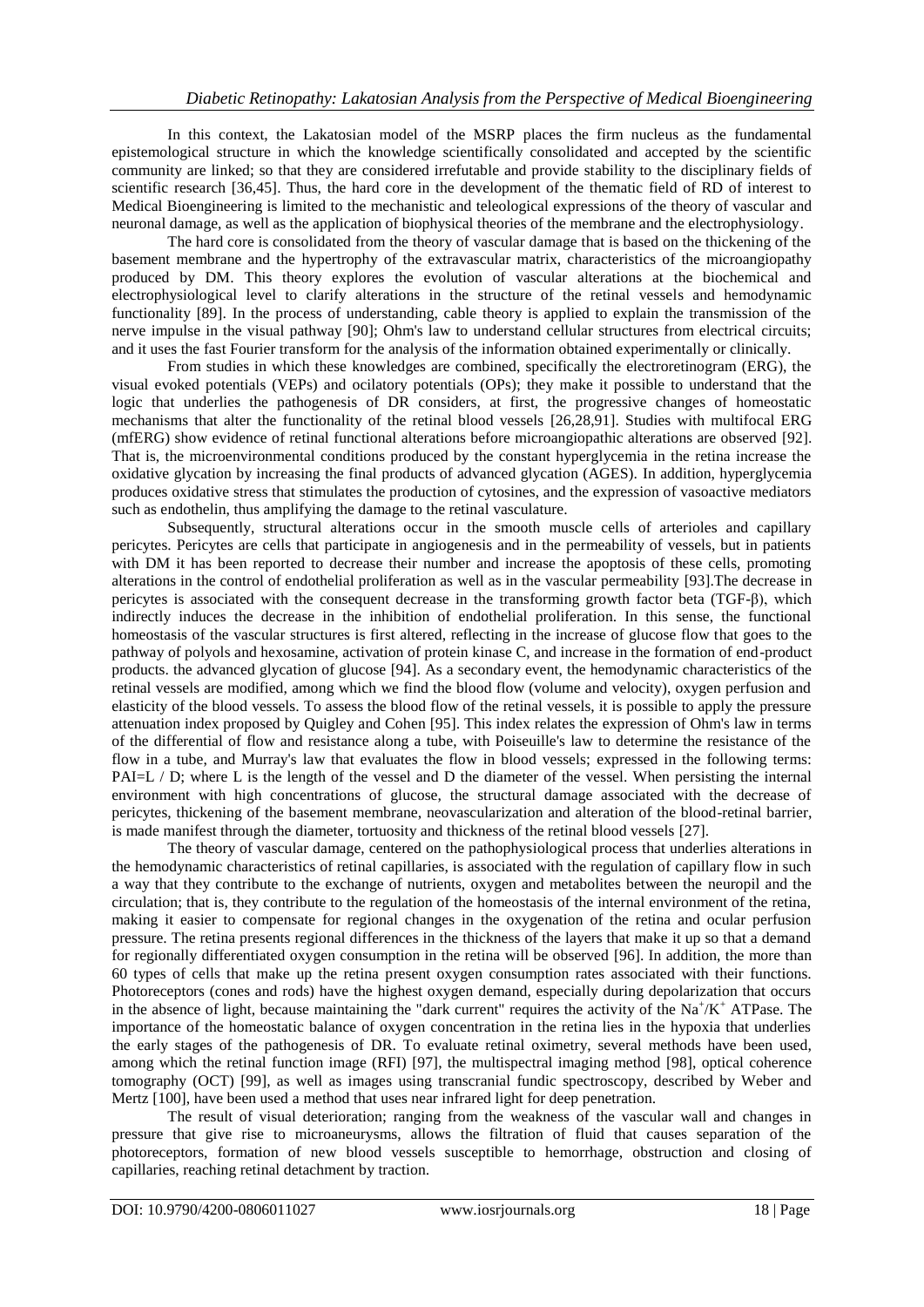In this context, the Lakatosian model of the MSRP places the firm nucleus as the fundamental epistemological structure in which the knowledge scientifically consolidated and accepted by the scientific community are linked; so that they are considered irrefutable and provide stability to the disciplinary fields of scientific research [36,45]. Thus, the hard core in the development of the thematic field of RD of interest to Medical Bioengineering is limited to the mechanistic and teleological expressions of the theory of vascular and neuronal damage, as well as the application of biophysical theories of the membrane and the electrophysiology.

The hard core is consolidated from the theory of vascular damage that is based on the thickening of the basement membrane and the hypertrophy of the extravascular matrix, characteristics of the microangiopathy produced by DM. This theory explores the evolution of vascular alterations at the biochemical and electrophysiological level to clarify alterations in the structure of the retinal vessels and hemodynamic functionality [89]. In the process of understanding, cable theory is applied to explain the transmission of the nerve impulse in the visual pathway [90]; Ohm's law to understand cellular structures from electrical circuits; and it uses the fast Fourier transform for the analysis of the information obtained experimentally or clinically.

From studies in which these knowledges are combined, specifically the electroretinogram (ERG), the visual evoked potentials (VEPs) and ocilatory potentials (OPs); they make it possible to understand that the logic that underlies the pathogenesis of DR considers, at first, the progressive changes of homeostatic mechanisms that alter the functionality of the retinal blood vessels [26,28,91]. Studies with multifocal ERG (mfERG) show evidence of retinal functional alterations before microangiopathic alterations are observed [92]. That is, the microenvironmental conditions produced by the constant hyperglycemia in the retina increase the oxidative glycation by increasing the final products of advanced glycation (AGES). In addition, hyperglycemia produces oxidative stress that stimulates the production of cytosines, and the expression of vasoactive mediators such as endothelin, thus amplifying the damage to the retinal vasculature.

Subsequently, structural alterations occur in the smooth muscle cells of arterioles and capillary pericytes. Pericytes are cells that participate in angiogenesis and in the permeability of vessels, but in patients with DM it has been reported to decrease their number and increase the apoptosis of these cells, promoting alterations in the control of endothelial proliferation as well as in the vascular permeability [93].The decrease in pericytes is associated with the consequent decrease in the transforming growth factor beta (TGF-β), which indirectly induces the decrease in the inhibition of endothelial proliferation. In this sense, the functional homeostasis of the vascular structures is first altered, reflecting in the increase of glucose flow that goes to the pathway of polyols and hexosamine, activation of protein kinase C, and increase in the formation of end-product products. the advanced glycation of glucose [94]. As a secondary event, the hemodynamic characteristics of the retinal vessels are modified, among which we find the blood flow (volume and velocity), oxygen perfusion and elasticity of the blood vessels. To assess the blood flow of the retinal vessels, it is possible to apply the pressure attenuation index proposed by Quigley and Cohen [95]. This index relates the expression of Ohm's law in terms of the differential of flow and resistance along a tube, with Poiseuille's law to determine the resistance of the flow in a tube, and Murray's law that evaluates the flow in blood vessels; expressed in the following terms: $PAI=L / D$; where L is the length of the vessel and D the diameter of the vessel. When persisting the internal environment with high concentrations of glucose, the structural damage associated with the decrease of pericytes, thickening of the basement membrane, neovascularization and alteration of the blood-retinal barrier, is made manifest through the diameter, tortuosity and thickness of the retinal blood vessels [27].

The theory of vascular damage, centered on the pathophysiological process that underlies alterations in the hemodynamic characteristics of retinal capillaries, is associated with the regulation of capillary flow in such a way that they contribute to the exchange of nutrients, oxygen and metabolites between the neuropil and the circulation; that is, they contribute to the regulation of the homeostasis of the internal environment of the retina, making it easier to compensate for regional changes in the oxygenation of the retina and ocular perfusion pressure. The retina presents regional differences in the thickness of the layers that make it up so that a demand for regionally differentiated oxygen consumption in the retina will be observed [96]. In addition, the more than 60 types of cells that make up the retina present oxygen consumption rates associated with their functions. Photoreceptors (cones and rods) have the highest oxygen demand, especially during depolarization that occurs in the absence of light, because maintaining the "dark current" requires the activity of the $Na^{+}/K^{+}$ ATPase. The importance of the homeostatic balance of oxygen concentration in the retina lies in the hypoxia that underlies the early stages of the pathogenesis of DR. To evaluate retinal oximetry, several methods have been used, among which the retinal function image (RFI) [97], the multispectral imaging method [98], optical coherence tomography (OCT) [99], as well as images using transcranial fundic spectroscopy, described by Weber and Mertz [100], have been used a method that uses near infrared light for deep penetration.

The result of visual deterioration; ranging from the weakness of the vascular wall and changes in pressure that give rise to microaneurysms, allows the filtration of fluid that causes separation of the photoreceptors, formation of new blood vessels susceptible to hemorrhage, obstruction and closing of capillaries, reaching retinal detachment by traction.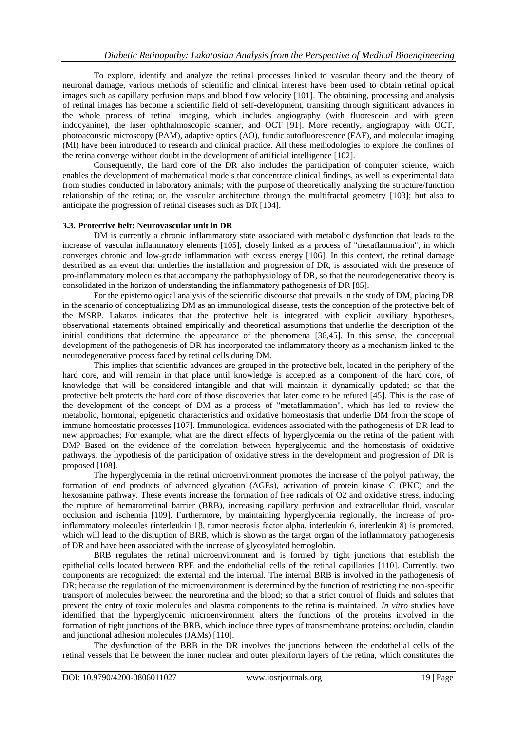To explore, identify and analyze the retinal processes linked to vascular theory and the theory of neuronal damage, various methods of scientific and clinical interest have been used to obtain retinal optical images such as capillary perfusion maps and blood flow velocity [101]. The obtaining, processing and analysis of retinal images has become a scientific field of self-development, transiting through significant advances in the whole process of retinal imaging, which includes angiography (with fluorescein and with green indocyanine), the laser ophthalmoscopic scanner, and OCT [91]. More recently, angiography with OCT, photoacoustic microscopy (PAM), adaptive optics (AO), fundic autofluorescence (FAF), and molecular imaging (MI) have been introduced to research and clinical practice. All these methodologies to explore the confines of the retina converge without doubt in the development of artificial intelligence [102].

Consequently, the hard core of the DR also includes the participation of computer science, which enables the development of mathematical models that concentrate clinical findings, as well as experimental data from studies conducted in laboratory animals; with the purpose of theoretically analyzing the structure/function relationship of the retina; or, the vascular architecture through the multifractal geometry [103]; but also to anticipate the progression of retinal diseases such as DR [104].

### 3.3. Protective belt: Neurovascular unit in DR

DM is currently a chronic inflammatory state associated with metabolic dysfunction that leads to the increase of vascular inflammatory elements [105], closely linked as a process of "metaflammation", in which converges chronic and low-grade inflammation with excess energy [106]. In this context, the retinal damage described as an event that underlies the installation and progression of DR, is associated with the presence of pro-inflammatory molecules that accompany the pathophysiology of DR, so that the neurodegenerative theory is consolidated in the horizon of understanding the inflammatory pathogenesis of DR [85].

For the epistemological analysis of the scientific discourse that prevails in the study of DM, placing DR in the scenario of conceptualizing DM as an immunological disease, tests the conception of the protective belt of the MSRP. Lakatos indicates that the protective belt is integrated with explicit auxiliary hypotheses, observational statements obtained empirically and theoretical assumptions that underlie the description of the initial conditions that determine the appearance of the phenomena [36,45]. In this sense, the conceptual development of the pathogenesis of DR has incorporated the inflammatory theory as a mechanism linked to the neurodegenerative process faced by retinal cells during DM.

This implies that scientific advances are grouped in the protective belt, located in the periphery of the hard core, and will remain in that place until knowledge is accepted as a component of the hard core, of knowledge that will be considered intangible and that will maintain it dynamically updated; so that the protective belt protects the hard core of those discoveries that later come to be refuted [45]. This is the case of the development of the concept of DM as a process of "metaflammation", which has led to review the metabolic, hormonal, epigenetic characteristics and oxidative homeostasis that underlie DM from the scope of immune homeostatic processes [107]. Immunological evidences associated with the pathogenesis of DR lead to new approaches; For example, what are the direct effects of hyperglycemia on the retina of the patient with DM? Based on the evidence of the correlation between hyperglycemia and the homeostasis of oxidative pathways, the hypothesis of the participation of oxidative stress in the development and progression of DR is proposed [108].

The hyperglycemia in the retinal microenvironment promotes the increase of the polyol pathway, the formation of end products of advanced glycation (AGEs), activation of protein kinase C (PKC) and the hexosamine pathway. These events increase the formation of free radicals of O2 and oxidative stress, inducing the rupture of hematorretinal barrier (BRB), increasing capillary perfusion and extracellular fluid, vascular occlusion and ischemia [109]. Furthermore, by maintaining hyperglycemia regionally, the increase of pro-inflammatory molecules (interleukin 1β, tumor necrosis factor alpha, interleukin 6, interleukin 8) is promoted, which will lead to the disruption of BRB, which is shown as the target organ of the inflammatory pathogenesis of DR and have been associated with the increase of glycosylated hemoglobin.

BRB regulates the retinal microenvironment and is formed by tight junctions that establish the epithelial cells located between RPE and the endothelial cells of the retinal capillaries [110]. Currently, two components are recognized: the external and the internal. The internal BRB is involved in the pathogenesis of DR; because the regulation of the microenvironment is determined by the function of restricting the non-specific transport of molecules between the neuroretina and the blood; so that a strict control of fluids and solutes that prevent the entry of toxic molecules and plasma components to the retina is maintained. *In vitro* studies have identified that the hyperglycemic microenvironment alters the functions of the proteins involved in the formation of tight junctions of the BRB, which include three types of transmembrane proteins: occludin, claudin and junctional adhesion molecules (JAMs) [110].

The dysfunction of the BRB in the DR involves the junctions between the endothelial cells of the retinal vessels that lie between the inner nuclear and outer plexiform layers of the retina, which constitutes the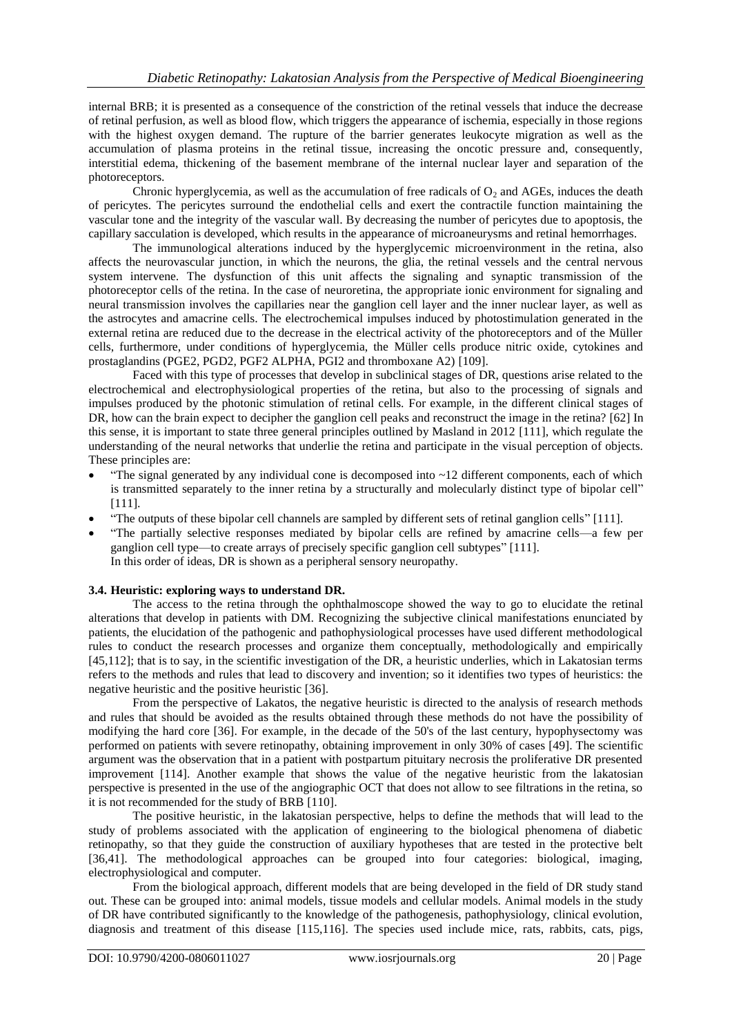internal BRB; it is presented as a consequence of the constriction of the retinal vessels that induce the decrease of retinal perfusion, as well as blood flow, which triggers the appearance of ischemia, especially in those regions with the highest oxygen demand. The rupture of the barrier generates leukocyte migration as well as the accumulation of plasma proteins in the retinal tissue, increasing the oncotic pressure and, consequently, interstitial edema, thickening of the basement membrane of the internal nuclear layer and separation of the photoreceptors.

Chronic hyperglycemia, as well as the accumulation of free radicals of $O_2$ and AGEs, induces the death of pericytes. The pericytes surround the endothelial cells and exert the contractile function maintaining the vascular tone and the integrity of the vascular wall. By decreasing the number of pericytes due to apoptosis, the capillary sacculation is developed, which results in the appearance of microaneurysms and retinal hemorrhages.

The immunological alterations induced by the hyperglycemic microenvironment in the retina, also affects the neurovascular junction, in which the neurons, the glia, the retinal vessels and the central nervous system intervene. The dysfunction of this unit affects the signaling and synaptic transmission of the photoreceptor cells of the retina. In the case of neuroretina, the appropriate ionic environment for signaling and neural transmission involves the capillaries near the ganglion cell layer and the inner nuclear layer, as well as the astrocytes and amacrine cells. The electrochemical impulses induced by photostimulation generated in the external retina are reduced due to the decrease in the electrical activity of the photoreceptors and of the Müller cells, furthermore, under conditions of hyperglycemia, the Müller cells produce nitric oxide, cytokines and prostaglandins (PGE2, PGD2, PGF2 ALPHA, PGI2 and thromboxane A2) [109].

Faced with this type of processes that develop in subclinical stages of DR, questions arise related to the electrochemical and electrophysiological properties of the retina, but also to the processing of signals and impulses produced by the photonic stimulation of retinal cells. For example, in the different clinical stages of DR, how can the brain expect to decipher the ganglion cell peaks and reconstruct the image in the retina? [62] In this sense, it is important to state three general principles outlined by Masland in 2012 [111], which regulate the understanding of the neural networks that underlie the retina and participate in the visual perception of objects. These principles are:

- "The signal generated by any individual cone is decomposed into ~12 different components, each of which is transmitted separately to the inner retina by a structurally and molecularly distinct type of bipolar cell" [111].
- "The outputs of these bipolar cell channels are sampled by different sets of retinal ganglion cells" [111].
- "The partially selective responses mediated by bipolar cells are refined by amacrine cells—a few per ganglion cell type—to create arrays of precisely specific ganglion cell subtypes" [111].

In this order of ideas, DR is shown as a peripheral sensory neuropathy.

### 3.4. Heuristic: exploring ways to understand DR.

The access to the retina through the ophthalmoscope showed the way to go to elucidate the retinal alterations that develop in patients with DM. Recognizing the subjective clinical manifestations enunciated by patients, the elucidation of the pathogenic and pathophysiological processes have used different methodological rules to conduct the research processes and organize them conceptually, methodologically and empirically [45,112]; that is to say, in the scientific investigation of the DR, a heuristic underlies, which in Lakatosian terms refers to the methods and rules that lead to discovery and invention; so it identifies two types of heuristics: the negative heuristic and the positive heuristic [36].

From the perspective of Lakatos, the negative heuristic is directed to the analysis of research methods and rules that should be avoided as the results obtained through these methods do not have the possibility of modifying the hard core [36]. For example, in the decade of the 50's of the last century, hypophysectomy was performed on patients with severe retinopathy, obtaining improvement in only 30% of cases [49]. The scientific argument was the observation that in a patient with postpartum pituitary necrosis the proliferative DR presented improvement [114]. Another example that shows the value of the negative heuristic from the lakatosian perspective is presented in the use of the angiographic OCT that does not allow to see filtrations in the retina, so it is not recommended for the study of BRB [110].

The positive heuristic, in the lakatosian perspective, helps to define the methods that will lead to the study of problems associated with the application of engineering to the biological phenomena of diabetic retinopathy, so that they guide the construction of auxiliary hypotheses that are tested in the protective belt [36,41]. The methodological approaches can be grouped into four categories: biological, imaging, electrophysiological and computer.

From the biological approach, different models that are being developed in the field of DR study stand out. These can be grouped into: animal models, tissue models and cellular models. Animal models in the study of DR have contributed significantly to the knowledge of the pathogenesis, pathophysiology, clinical evolution, diagnosis and treatment of this disease [115,116]. The species used include mice, rats, rabbits, cats, pigs,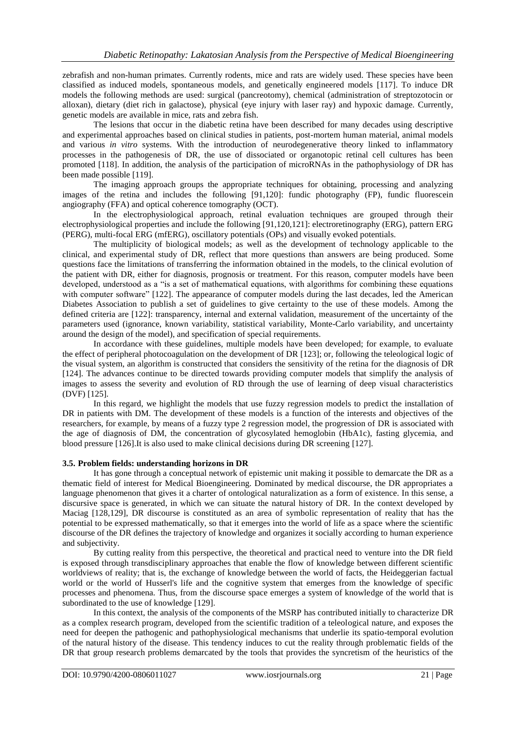zebrafish and non-human primates. Currently rodents, mice and rats are widely used. These species have been classified as induced models, spontaneous models, and genetically engineered models [117]. To induce DR models the following methods are used: surgical (pancreotomy), chemical (administration of streptozotocin or alloxan), dietary (diet rich in galactose), physical (eye injury with laser ray) and hypoxic damage. Currently, genetic models are available in mice, rats and zebra fish.

The lesions that occur in the diabetic retina have been described for many decades using descriptive and experimental approaches based on clinical studies in patients, post-mortem human material, animal models and various *in vitro* systems. With the introduction of neurodegenerative theory linked to inflammatory processes in the pathogenesis of DR, the use of dissociated or organotopic retinal cell cultures has been promoted [118]. In addition, the analysis of the participation of microRNAs in the pathophysiology of DR has been made possible [119].

The imaging approach groups the appropriate techniques for obtaining, processing and analyzing images of the retina and includes the following [91,120]: fundic photography (FP), fundic fluorescein angiography (FFA) and optical coherence tomography (OCT).

In the electrophysiological approach, retinal evaluation techniques are grouped through their electrophysiological properties and include the following [91,120,121]: electroretinography (ERG), pattern ERG (PERG), multi-focal ERG (mfERG), oscillatory potentials (OPs) and visually evoked potentials.

The multiplicity of biological models; as well as the development of technology applicable to the clinical, and experimental study of DR, reflect that more questions than answers are being produced. Some questions face the limitations of transferring the information obtained in the models, to the clinical evolution of the patient with DR, either for diagnosis, prognosis or treatment. For this reason, computer models have been developed, understood as a "is a set of mathematical equations, with algorithms for combining these equations with computer software" [122]. The appearance of computer models during the last decades, led the American Diabetes Association to publish a set of guidelines to give certainty to the use of these models. Among the defined criteria are [122]: transparency, internal and external validation, measurement of the uncertainty of the parameters used (ignorance, known variability, statistical variability, Monte-Carlo variability, and uncertainty around the design of the model), and specification of special requirements.

In accordance with these guidelines, multiple models have been developed; for example, to evaluate the effect of peripheral photocoagulation on the development of DR [123]; or, following the teleological logic of the visual system, an algorithm is constructed that considers the sensitivity of the retina for the diagnosis of DR [124]. The advances continue to be directed towards providing computer models that simplify the analysis of images to assess the severity and evolution of RD through the use of learning of deep visual characteristics (DVF) [125].

In this regard, we highlight the models that use fuzzy regression models to predict the installation of DR in patients with DM. The development of these models is a function of the interests and objectives of the researchers, for example, by means of a fuzzy type 2 regression model, the progression of DR is associated with the age of diagnosis of DM, the concentration of glycosylated hemoglobin (HbA1c), fasting glycemia, and blood pressure [126].It is also used to make clinical decisions during DR screening [127].

### 3.5. Problem fields: understanding horizons in DR

It has gone through a conceptual network of epistemic unit making it possible to demarcate the DR as a thematic field of interest for Medical Bioengineering. Dominated by medical discourse, the DR appropriates a language phenomenon that gives it a charter of ontological naturalization as a form of existence. In this sense, a discursive space is generated, in which we can situate the natural history of DR. In the context developed by Maciag [128,129], DR discourse is constituted as an area of symbolic representation of reality that has the potential to be expressed mathematically, so that it emerges into the world of life as a space where the scientific discourse of the DR defines the trajectory of knowledge and organizes it socially according to human experience and subjectivity.

By cutting reality from this perspective, the theoretical and practical need to venture into the DR field is exposed through transdisciplinary approaches that enable the flow of knowledge between different scientific worldviews of reality; that is, the exchange of knowledge between the world of facts, the Heideggerian factual world or the world of Husserl's life and the cognitive system that emerges from the knowledge of specific processes and phenomena. Thus, from the discourse space emerges a system of knowledge of the world that is subordinated to the use of knowledge [129].

In this context, the analysis of the components of the MSRP has contributed initially to characterize DR as a complex research program, developed from the scientific tradition of a teleological nature, and exposes the need for deepen the pathogenic and pathophysiological mechanisms that underlie its spatio-temporal evolution of the natural history of the disease. This tendency induces to cut the reality through problematic fields of the DR that group research problems demarcated by the tools that provides the syncretism of the heuristics of the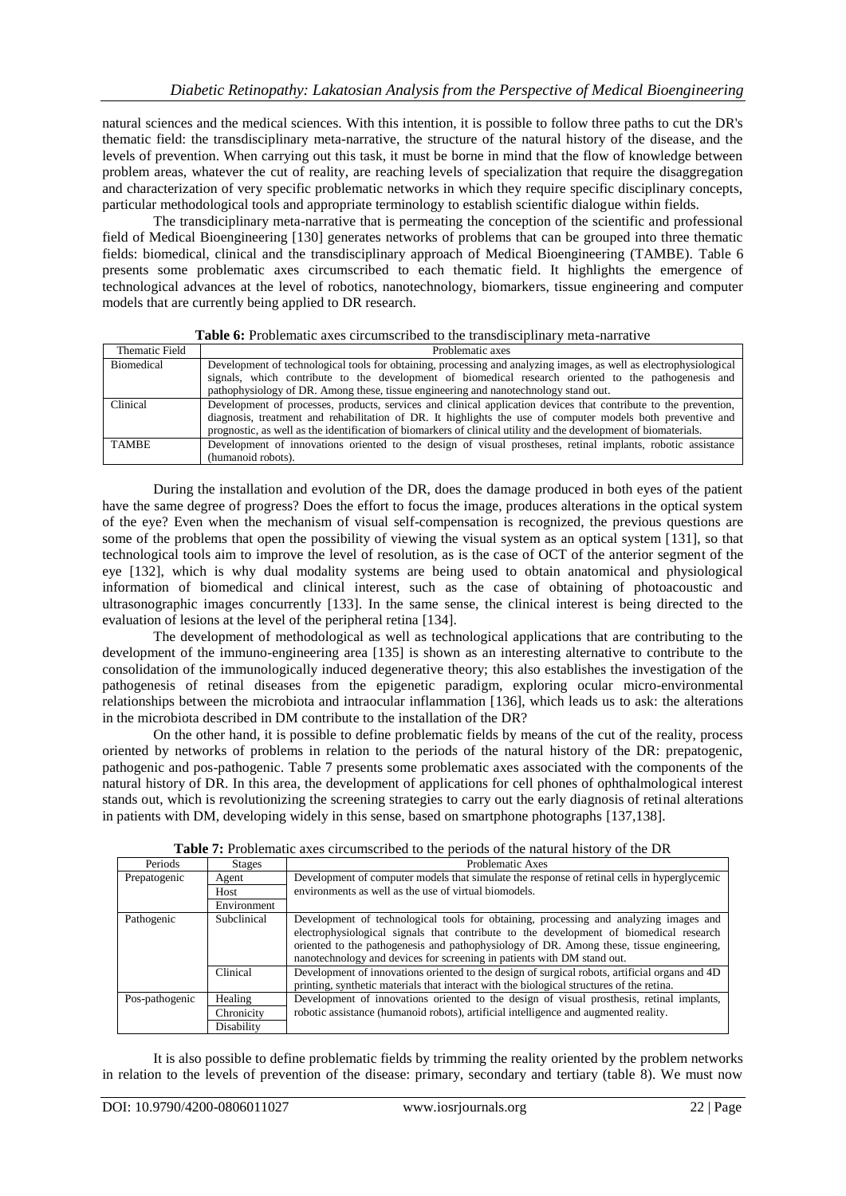natural sciences and the medical sciences. With this intention, it is possible to follow three paths to cut the DR's thematic field: the transdisciplinary meta-narrative, the structure of the natural history of the disease, and the levels of prevention. When carrying out this task, it must be borne in mind that the flow of knowledge between problem areas, whatever the cut of reality, are reaching levels of specialization that require the disaggregation and characterization of very specific problematic networks in which they require specific disciplinary concepts, particular methodological tools and appropriate terminology to establish scientific dialogue within fields.

The transdiciplinary meta-narrative that is permeating the conception of the scientific and professional field of Medical Bioengineering [130] generates networks of problems that can be grouped into three thematic fields: biomedical, clinical and the transdisciplinary approach of Medical Bioengineering (TAMBE). Table 6 presents some problematic axes circumscribed to each thematic field. It highlights the emergence of technological advances at the level of robotics, nanotechnology, biomarkers, tissue engineering and computer models that are currently being applied to DR research.

**Table 6:** Problematic axes circumscribed to the transdisciplinary meta-narrative

| Thematic Field | Problematic axes |
|---|---|
| Biomedical | Development of technological tools for obtaining, processing and analyzing images, as well as electrophysiological signals, which contribute to the development of biomedical research oriented to the pathogenesis and pathophysiology of DR. Among these, tissue engineering and nanotechnology stand out. |
| Clinical | Development of processes, products, services and clinical application devices that contribute to the prevention, diagnosis, treatment and rehabilitation of DR. It highlights the use of computer models both preventive and prognostic, as well as the identification of biomarkers of clinical utility and the development of biomaterials. |
| TAMBE | Development of innovations oriented to the design of visual prostheses, retinal implants, robotic assistance (humanoid robots). |

During the installation and evolution of the DR, does the damage produced in both eyes of the patient have the same degree of progress? Does the effort to focus the image, produces alterations in the optical system of the eye? Even when the mechanism of visual self-compensation is recognized, the previous questions are some of the problems that open the possibility of viewing the visual system as an optical system [131], so that technological tools aim to improve the level of resolution, as is the case of OCT of the anterior segment of the eye [132], which is why dual modality systems are being used to obtain anatomical and physiological information of biomedical and clinical interest, such as the case of obtaining of photoacoustic and ultrasonographic images concurrently [133]. In the same sense, the clinical interest is being directed to the evaluation of lesions at the level of the peripheral retina [134].

The development of methodological as well as technological applications that are contributing to the development of the immuno-engineering area [135] is shown as an interesting alternative to contribute to the consolidation of the immunologically induced degenerative theory; this also establishes the investigation of the pathogenesis of retinal diseases from the epigenetic paradigm, exploring ocular micro-environmental relationships between the microbiota and intraocular inflammation [136], which leads us to ask: the alterations in the microbiota described in DM contribute to the installation of the DR?

On the other hand, it is possible to define problematic fields by means of the cut of the reality, process oriented by networks of problems in relation to the periods of the natural history of the DR: prepatogenic, pathogenic and pos-pathogenic. Table 7 presents some problematic axes associated with the components of the natural history of DR. In this area, the development of applications for cell phones of ophthalmological interest stands out, which is revolutionizing the screening strategies to carry out the early diagnosis of retinal alterations in patients with DM, developing widely in this sense, based on smartphone photographs [137,138].

**Table 7:** Problematic axes circumscribed to the periods of the natural history of the DR

| Periods | Stages | Problematic Axes |
|---|---|---|
| Prepatogenic | Agent | Development of computer models that simulate the response of retinal cells in hyperglycemic environments as well as the use of virtual biomodels. |
| | Host | |
| | Environment | |
| Pathogenic | Subclinical | Development of technological tools for obtaining, processing and analyzing images and electrophysiological signals that contribute to the development of biomedical research oriented to the pathogenesis and pathophysiology of DR. Among these, tissue engineering, nanotechnology and devices for screening in patients with DM stand out. |
| | Clinical | Development of innovations oriented to the design of surgical robots, artificial organs and 4D printing, synthetic materials that interact with the biological structures of the retina. |
| Pos-pathogenic | Healing | Development of innovations oriented to the design of visual prosthesis, retinal implants, robotic assistance (humanoid robots), artificial intelligence and augmented reality. |
| | Chronicity | |
| | Disability | |

It is also possible to define problematic fields by trimming the reality oriented by the problem networks in relation to the levels of prevention of the disease: primary, secondary and tertiary (table 8). We must now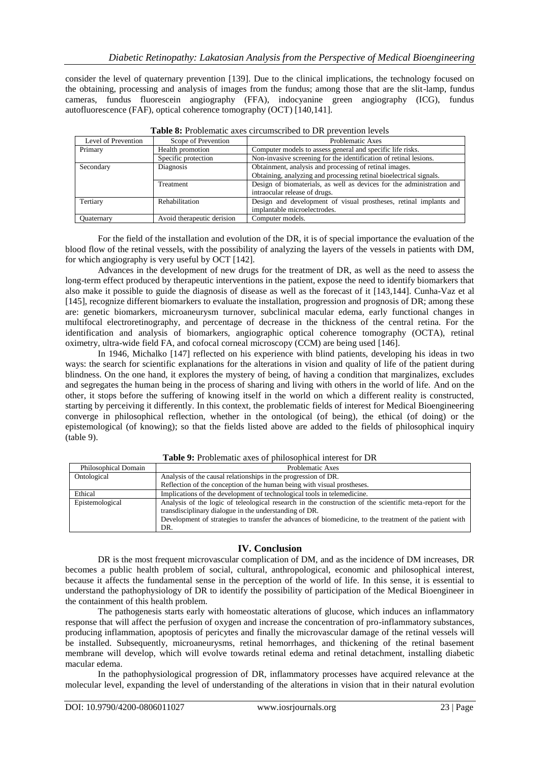consider the level of quaternary prevention [139]. Due to the clinical implications, the technology focused on the obtaining, processing and analysis of images from the fundus; among those that are the slit-lamp, fundus cameras, fundus fluorescein angiography (FFA), indocyanine green angiography (ICG), fundus autofluorescence (FAF), optical coherence tomography (OCT) [140,141].

**Table 8:** Problematic axes circumscribed to DR prevention levels

| Level of Prevention | Scope of Prevention | Problematic Axes |
|---|---|---|
| Primary | Health promotion | Computer models to assess general and specific life risks. |
| | Specific protection | Non-invasive screening for the identification of retinal lesions. |
| Secondary | Diagnosis | Obtainment, analysis and processing of retinal images.<br>Obtaining, analyzing and processing retinal bioelectrical signals. |
| | Treatment | Design of biomaterials, as well as devices for the administration and intraocular release of drugs. |
| Tertiary | Rehabilitation | Design and development of visual prostheses, retinal implants and implantable microelectrodes. |
| Quaternary | Avoid therapeutic derision | Computer models. |

For the field of the installation and evolution of the DR, it is of special importance the evaluation of the blood flow of the retinal vessels, with the possibility of analyzing the layers of the vessels in patients with DM, for which angiography is very useful by OCT [142].

Advances in the development of new drugs for the treatment of DR, as well as the need to assess the long-term effect produced by therapeutic interventions in the patient, expose the need to identify biomarkers that also make it possible to guide the diagnosis of disease as well as the forecast of it [143,144]. Cunha-Vaz et al [145], recognize different biomarkers to evaluate the installation, progression and prognosis of DR; among these are: genetic biomarkers, microaneurysm turnover, subclinical macular edema, early functional changes in multifocal electroretinography, and percentage of decrease in the thickness of the central retina. For the identification and analysis of biomarkers, angiographic optical coherence tomography (OCTA), retinal oximetry, ultra-wide field FA, and cofocal corneal microscopy (CCM) are being used [146].

In 1946, Michalko [147] reflected on his experience with blind patients, developing his ideas in two ways: the search for scientific explanations for the alterations in vision and quality of life of the patient during blindness. On the one hand, it explores the mystery of being, of having a condition that marginalizes, excludes and segregates the human being in the process of sharing and living with others in the world of life. And on the other, it stops before the suffering of knowing itself in the world on which a different reality is constructed, starting by perceiving it differently. In this context, the problematic fields of interest for Medical Bioengineering converge in philosophical reflection, whether in the ontological (of being), the ethical (of doing) or the epistemological (of knowing); so that the fields listed above are added to the fields of philosophical inquiry (table 9).

**Table 9:** Problematic axes of philosophical interest for DR

| Philosophical Domain | Problematic Axes |
|---|---|
| Ontological | Analysis of the causal relationships in the progression of DR.<br>Reflection of the conception of the human being with visual prostheses. |
| Ethical | Implications of the development of technological tools in telemedicine. |
| Epistemological | Analysis of the logic of teleological research in the construction of the scientific meta-report for the transdisciplinary dialogue in the understanding of DR.<br>Development of strategies to transfer the advances of biomedicine, to the treatment of the patient with DR. |

## IV. Conclusion

DR is the most frequent microvascular complication of DM, and as the incidence of DM increases, DR becomes a public health problem of social, cultural, anthropological, economic and philosophical interest, because it affects the fundamental sense in the perception of the world of life. In this sense, it is essential to understand the pathophysiology of DR to identify the possibility of participation of the Medical Bioengineer in the containment of this health problem.

The pathogenesis starts early with homeostatic alterations of glucose, which induces an inflammatory response that will affect the perfusion of oxygen and increase the concentration of pro-inflammatory substances, producing inflammation, apoptosis of pericytes and finally the microvascular damage of the retinal vessels will be installed. Subsequently, microaneurysms, retinal hemorrhages, and thickening of the retinal basement membrane will develop, which will evolve towards retinal edema and retinal detachment, installing diabetic macular edema.

In the pathophysiological progression of DR, inflammatory processes have acquired relevance at the molecular level, expanding the level of understanding of the alterations in vision that in their natural evolution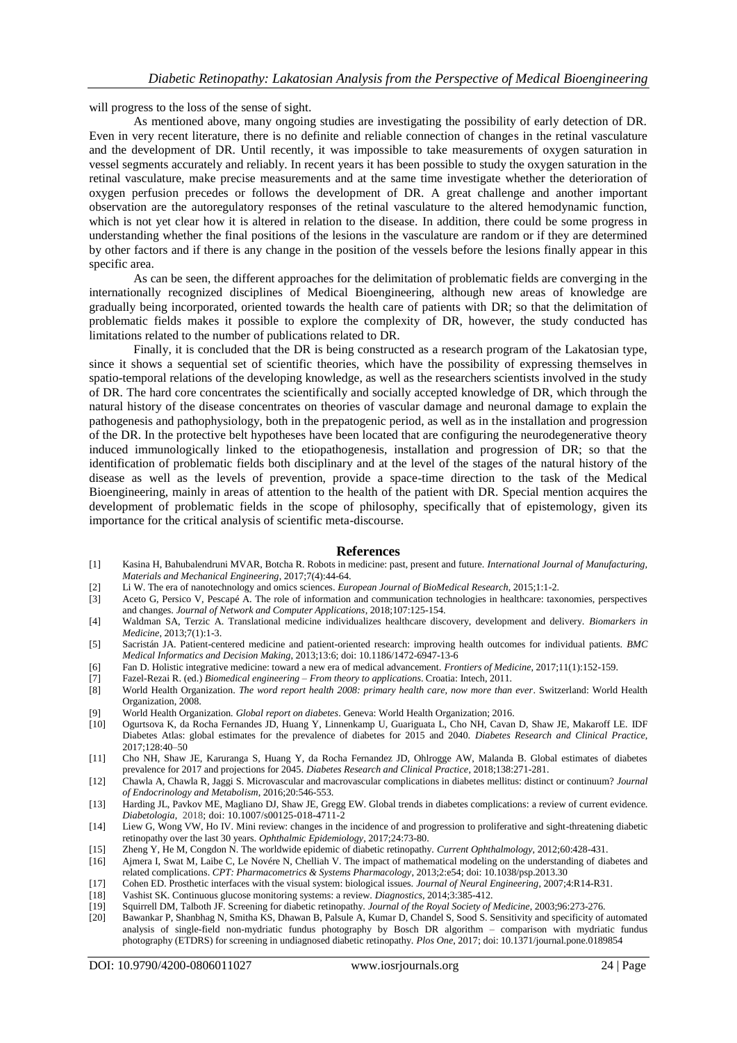will progress to the loss of the sense of sight.

As mentioned above, many ongoing studies are investigating the possibility of early detection of DR. Even in very recent literature, there is no definite and reliable connection of changes in the retinal vasculature and the development of DR. Until recently, it was impossible to take measurements of oxygen saturation in vessel segments accurately and reliably. In recent years it has been possible to study the oxygen saturation in the retinal vasculature, make precise measurements and at the same time investigate whether the deterioration of oxygen perfusion precedes or follows the development of DR. A great challenge and another important observation are the autoregulatory responses of the retinal vasculature to the altered hemodynamic function, which is not yet clear how it is altered in relation to the disease. In addition, there could be some progress in understanding whether the final positions of the lesions in the vasculature are random or if they are determined by other factors and if there is any change in the position of the vessels before the lesions finally appear in this specific area.

As can be seen, the different approaches for the delimitation of problematic fields are converging in the internationally recognized disciplines of Medical Bioengineering, although new areas of knowledge are gradually being incorporated, oriented towards the health care of patients with DR; so that the delimitation of problematic fields makes it possible to explore the complexity of DR, however, the study conducted has limitations related to the number of publications related to DR.

Finally, it is concluded that the DR is being constructed as a research program of the Lakatosian type, since it shows a sequential set of scientific theories, which have the possibility of expressing themselves in spatio-temporal relations of the developing knowledge, as well as the researchers scientists involved in the study of DR. The hard core concentrates the scientifically and socially accepted knowledge of DR, which through the natural history of the disease concentrates on theories of vascular damage and neuronal damage to explain the pathogenesis and pathophysiology, both in the prepatogenic period, as well as in the installation and progression of the DR. In the protective belt hypotheses have been located that are configuring the neurodegenerative theory induced immunologically linked to the etiopathogenesis, installation and progression of DR; so that the identification of problematic fields both disciplinary and at the level of the stages of the natural history of the disease as well as the levels of prevention, provide a space-time direction to the task of the Medical Bioengineering, mainly in areas of attention to the health of the patient with DR. Special mention acquires the development of problematic fields in the scope of philosophy, specifically that of epistemology, given its importance for the critical analysis of scientific meta-discourse.

## References

[1] Kasina H, Bahubalendruni MVAR, Botcha R. Robots in medicine: past, present and future. *International Journal of Manufacturing, Materials and Mechanical Engineering*, 2017;7(4):44-64.

[2] Li W. The era of nanotechnology and omics sciences. *European Journal of BioMedical Research*, 2015;1:1-2.

[3] Aceto G, Persico V, Pescapé A. The role of information and communication technologies in healthcare: taxonomies, perspectives and changes. *Journal of Network and Computer Applications*, 2018;107:125-154.

[4] Waldman SA, Terzic A. Translational medicine individualizes healthcare discovery, development and delivery. *Biomarkers in Medicine*, 2013;7(1):1-3.

[5] Sacristán JA. Patient-centered medicine and patient-oriented research: improving health outcomes for individual patients. *BMC Medical Informatics and Decision Making*, 2013;13:6; doi: 10.1186/1472-6947-13-6

[6] Fan D. Holistic integrative medicine: toward a new era of medical advancement. *Frontiers of Medicine*, 2017;11(1):152-159.

[7] Fazel-Rezai R. (ed.) *Biomedical engineering – From theory to applications*. Croatia: Intech, 2011.

[8] World Health Organization. *The word report health 2008: primary health care, now more than ever*. Switzerland: World Health Organization, 2008.

[9] World Health Organization. *Global report on diabetes*. Geneva: World Health Organization; 2016.

[10] Ogurtsova K, da Rocha Fernandes JD, Huang Y, Linnenkamp U, Guariguata L, Cho NH, Cavan D, Shaw JE, Makaroff LE. IDF Diabetes Atlas: global estimates for the prevalence of diabetes for 2015 and 2040. *Diabetes Research and Clinical Practice*, 2017;128:40–50

[11] Cho NH, Shaw JE, Karuranga S, Huang Y, da Rocha Fernandez JD, Ohlrogge AW, Malanda B. Global estimates of diabetes prevalence for 2017 and projections for 2045. *Diabetes Research and Clinical Practice*, 2018;138:271-281.

[12] Chawla A, Chawla R, Jaggi S. Microvascular and macrovascular complications in diabetes mellitus: distinct or continuum? *Journal of Endocrinology and Metabolism*, 2016;20:546-553.

[13] Harding JL, Pavkov ME, Magliano DJ, Shaw JE, Gregg EW. Global trends in diabetes complications: a review of current evidence. *Diabetologia*, 2018; doi: 10.1007/s00125-018-4711-2

[14] Liew G, Wong VW, Ho IV. Mini review: changes in the incidence of and progression to proliferative and sight-threatening diabetic retinopathy over the last 30 years. *Ophthalmic Epidemiology*, 2017;24:73-80.

[15] Zheng Y, He M, Congdon N. The worldwide epidemic of diabetic retinopathy. *Current Ophthalmology*, 2012;60:428-431.

[16] Ajmera I, Swat M, Laibe C, Le Novére N, Chelliah V. The impact of mathematical modeling on the understanding of diabetes and related complications. *CPT: Pharmacometrics & Systems Pharmacology*, 2013;2:e54; doi: 10.1038/psp.2013.30

[17] Cohen ED. Prosthetic interfaces with the visual system: biological issues. *Journal of Neural Engineering*, 2007;4:R14-R31.

[18] Vashist SK. Continuous glucose monitoring systems: a review. *Diagnostics*, 2014;3:385-412.

[19] Squirrell DM, Talboth JF. Screening for diabetic retinopathy. *Journal of the Royal Society of Medicine*, 2003;96:273-276.

[20] Bawankar P, Shanbhag N, Smitha KS, Dhawan B, Palsule A, Kumar D, Chandel S, Sood S. Sensitivity and specificity of automated analysis of single-field non-mydriatic fundus photography by Bosch DR algorithm – comparison with mydriatic fundus photography (ETDRS) for screening in undiagnosed diabetic retinopathy. *Plos One*, 2017; doi: 10.1371/journal.pone.0189854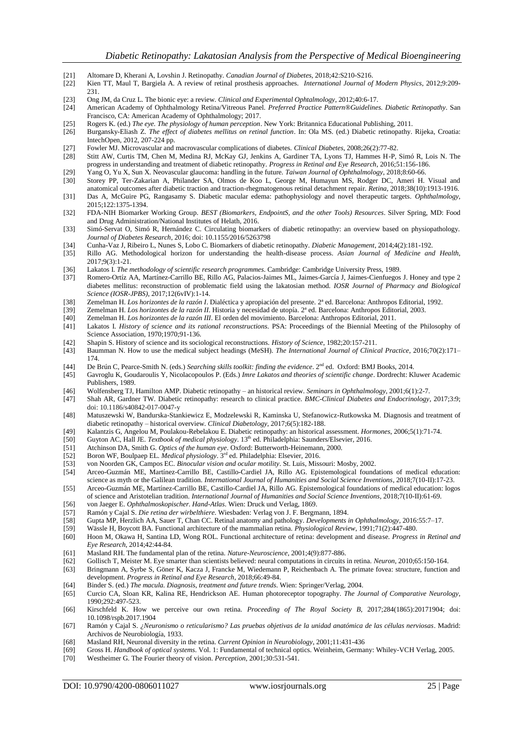[21] Altomare D, Kherani A, Lovshin J. Retinopathy. *Canadian Journal of Diabetes*, 2018;42:S210-S216.

[22] Kien TT, Maul T, Bargiela A. A review of retinal prosthesis approaches. *International Journal of Modern Physics*, 2012;9:209-231.

[23] Ong JM, da Cruz L. The bionic eye: a review. *Clinical and Experimental Ophtalmology*, 2012;40:6-17.

[24] American Academy of Ophthalmology Retina/Vitreous Panel. *Preferred Practice Pattern®Guidelines. Diabetic Retinopathy*. San Francisco, CA: American Academy of Ophthalmology; 2017.

[25] Rogers K. (ed.) *The eye. The physiology of human perception*. New York: Britannica Educational Publishing, 2011.

[26] Burgansky-Eliash Z. *The effect of diabetes mellitus on retinal function*. In: Ola MS. (ed.) Diabetic retinopathy. Rijeka, Croatia: IntechOpen, 2012, 207-224 pp.

[27] Fowler MJ. Microvascular and macrovascular complications of diabetes. *Clinical Diabetes*, 2008;26(2):77-82.

[28] Stitt AW, Curtis TM, Chen M, Medina RJ, McKay GJ, Jenkins A, Gardiner TA, Lyons TJ, Hammes H-P, Simó R, Lois N. The progress in understanding and treatment of diabetic retinopathy. *Progress in Retinal and Eye Research*, 2016;51:156-186.

[29] Yang O, Yu X, Sun X. Neovascular glaucoma: handling in the future. *Taiwan Journal of Ophthalmology*, 2018;8:60-66.

[30] Storey PP, Ter-Zakarian A, Philander SA, Olmos de Koo L, George M, Humayun MS, Rodger DC, Ameri H. Visual and anatomical outcomes after diabetic traction and traction-rhegmatogenous retinal detachment repair. *Retina*, 2018;38(10):1913-1916.

[31] Das A, McGuire PG, Rangasamy S. Diabetic macular edema: pathophysiology and novel therapeutic targets. *Ophthalmology*, 2015;122:1375-1394.

[32] FDA-NIH Biomarker Working Group. *BEST (Biomarkers, EndpointS, and the other Tools) Resources*. Silver Spring, MD: Food and Drug Administration/National Institutes of Helath, 2016.

[33] Simó-Servat O, Simó R, Hernández C. Circulating biomarkers of diabetic retinopathy: an overview based on physiopathology. *Journal of Diabetes Research*, 2016; doi: 10.1155/2016/5263798

[34] Cunha-Vaz J, Ribeiro L, Nunes S, Lobo C. Biomarkers of diabetic retinopathy. *Diabetic Management*, 2014;4(2):181-192.

[35] Rillo AG. Methodological horizon for understanding the health-disease process. *Asian Journal of Medicine and Health*, 2017;9(3):1-21.

[36] Lakatos I. *The methodology of scientific research programmes*. Cambridge: Cambridge University Press, 1989.

[37] Romero-Ortíz AA, Martínez-Carrillo BE, Rillo AG, Palacios-Jaimes ML, Jaimes-García J, Jaimes-Cienfuegos J. Honey and type 2 diabetes mellitus: reconstruction of problematic field using the lakatosian method. *IOSR Journal of Pharmacy and Biological Science (IOSR-JPBS)*, 2017;12(6vIV):1-14.

[38] Zemelman H. *Los horizontes de la razón I*. Dialéctica y apropiación del presente. 2ª ed. Barcelona: Anthropos Editorial, 1992.

[39] Zemelman H. *Los horizontes de la razón II*. Historia y necesidad de utopía. 2ª ed. Barcelona: Anthropos Editorial, 2003.

[40] Zemelman H. *Los horizontes de la razón III*. El orden del movimiento. Barcelona: Anthropos Editorial, 2011.

[41] Lakatos I. *History of science and its rational reconstructions*. PSA: Proceedings of the Biennial Meeting of the Philosophy of Science Association, 1970;1970;91-136.

[42] Shapin S. History of science and its sociological reconstructions. *History of Science*, 1982;20:157-211.

[43] Baumman N. How to use the medical subject headings (MeSH). *The International Journal of Clinical Practice*, 2016;70(2):171–174.

[44] De Brún C, Pearce-Smith N. (eds.) *Searching skills toolkit: finding the evidence*. 2nd ed. Oxford: BMJ Books, 2014.

[45] Gavroglu K, Goudaroulis Y, Nicolacopoulos P. (Eds.) *Imre Lakatos and theories of scientific change*. Dordrecht: Kluwer Academic Publishers, 1989.

[46] Wolfensberg TJ, Hamilton AMP. Diabetic retinopathy – an historical review. *Seminars in Ophthalmology*, 2001;6(1):2-7.

[47] Shah AR, Gardner TW. Diabetic retinopathy: research to clinical practice. *BMC-Clinical Diabetes and Endocrinology*, 2017;3:9; doi: 10.1186/s40842-017-0047-y

[48] Matuszewski W, Bandurska-Stankiewicz E, Modzelewski R, Kaminska U, Stefanowicz-Rutkowska M. Diagnosis and treatment of diabetic retinopathy – historical overview. *Clinical Diabetology*, 2017;6(5):182-188.

[49] Kalantzis G, Angelou M, Poulakou-Rebelakou E. Diabetic retinopathy: an historical assessment. *Hormones*, 2006;5(1):71-74.

[50] Guyton AC, Hall JE. *Textbook of medical physiology*. 13th ed. Philadelphia: Saunders/Elsevier, 2016.

[51] Atchinson DA, Smith G. *Optics of the human eye*. Oxford: Butterworth-Heinemann, 2000.

[52] Boron WF, Boulpaep EL. *Medical physiology*. 3rd ed. Philadelphia: Elsevier, 2016.

[53] von Noorden GK, Campos EC. *Binocular vision and ocular motility*. St. Luis, Missouri: Mosby, 2002.

[54] Arceo-Guzmán ME, Martínez-Carrillo BE, Castillo-Cardiel JA, Rillo AG. Epistemological foundations of medical education: science as myth or the Galilean tradition. *International Journal of Humanities and Social Science Inventions*, 2018;7(10-II):17-23.

[55] Arceo-Guzmán ME, Martínez-Carrillo BE, Castillo-Cardiel JA, Rillo AG. Epistemological foundations of medical education: logos of science and Aristotelian tradition. *International Journal of Humanities and Social Science Inventions*, 2018;7(10-II):61-69.

[56] von Jaeger E. *Ophthalmoskopischer. Hand-Atlas*. Wien: Druck und Verlag, 1869.

[57] Ramón y Cajal S. *Die retina der wirbeltHiere*. Wiesbaden: Verlag von J. F. Bergmann, 1894.

[58] Gupta MP, Herzlich AA, Sauer T, Chan CC. Retinal anatomy and pathology. *Developments in Ophthalmology*, 2016:55:7–17.

[59] Wässle H, Boycott BA. Functional architecture of the mammalian retina. *Physiological Review*, 1991;71(2):447-480.

[60] Hoon M, Okawa H, Santina LD, Wong ROL. Functional architecture of retina: development and disease. *Progress in Retinal and Eye Research*, 2014;42:44-84.

[61] Masland RH. The fundamental plan of the retina. *Nature-Neuroscience*, 2001;4(9):877-886.

[62] Gollisch T, Meister M. Eye smarter than scientists believed: neural computations in circuits in retina. *Neuron*, 2010;65:150-164.

[63] Bringmann A, Syrbe S, Göner K, Kacza J, Francke M, Wiedemann P, Reichenbach A. The primate fovea: structure, function and development. *Progress in Retinal and Eye Research*, 2018;66:49-84.

[64] Binder S. (ed.) *The macula. Diagnosis, treatment and future trends*. Wien: Springer/Verlag, 2004.

[65] Curcio CA, Sloan KR, Kalina RE, Hendrickson AE. Human photoreceptor topography. *The Journal of Comparative Neurology*, 1990;292:497-523.

[66] Kirschfeld K. How we perceive our own retina. *Proceeding of The Royal Society B*, 2017;284(1865):20171904; doi: 10.1098/rspb.2017.1904

[67] Ramón y Cajal S. *¿Neuronismo o reticularismo? Las pruebas objetivas de la unidad anatómica de las células nerviosas*. Madrid: Archivos de Neurobiología, 1933.

[68] Masland RH, Neuronal diversity in the retina. *Current Opinion in Neurobiology*, 2001;11:431-436

[69] Gross H. *Handbook of optical systems*. Vol. 1: Fundamental of technical optics. Weinheim, Germany: Whiley-VCH Verlag, 2005.

[70] Westheimer G. The Fourier theory of vision. *Perception*, 2001;30:531-541.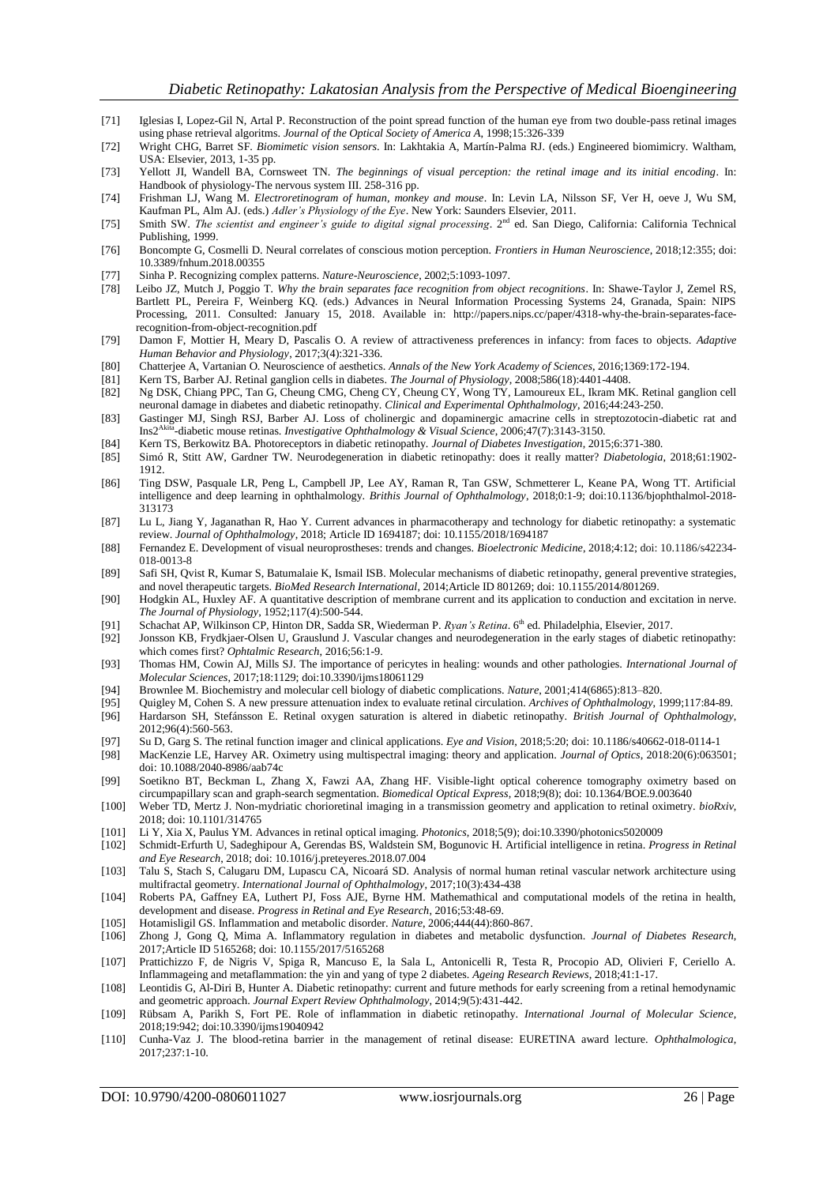[71] Iglesias I, Lopez-Gil N, Artal P. Reconstruction of the point spread function of the human eye from two double-pass retinal images using phase retrieval algoritms. *Journal of the Optical Society of America A*, 1998;15:326-339

[72] Wright CHG, Barret SF. *Biomimetic vision sensors*. In: Lakhtakia A, Martín-Palma RJ. (eds.) Engineered biomimicry. Waltham, USA: Elsevier, 2013, 1-35 pp.

[73] Yellott JI, Wandell BA, Cornsweet TN. *The beginnings of visual perception: the retinal image and its initial encoding*. In: Handbook of physiology-The nervous system III. 258-316 pp.

[74] Frishman LJ, Wang M. *Electroretinogram of human, monkey and mouse*. In: Levin LA, Nilsson SF, Ver H, oeve J, Wu SM, Kaufman PL, Alm AJ. (eds.) *Adler's Physiology of the Eye*. New York: Saunders Elsevier, 2011.

[75] Smith SW. *The scientist and engineer's guide to digital signal processing*. 2nd ed. San Diego, California: California Technical Publishing, 1999.

[76] Boncompte G, Cosmelli D. Neural correlates of conscious motion perception. *Frontiers in Human Neuroscience*, 2018;12:355; doi: 10.3389/fnhum.2018.00355

[77] Sinha P. Recognizing complex patterns. *Nature-Neuroscience*, 2002;5:1093-1097.

[78] Leibo JZ, Mutch J, Poggio T. *Why the brain separates face recognition from object recognitions*. In: Shawe-Taylor J, Zemel RS, Bartlett PL, Pereira F, Weinberg KQ. (eds.) Advances in Neural Information Processing Systems 24, Granada, Spain: NIPS Processing, 2011. Consulted: January 15, 2018. Available in: http://papers.nips.cc/paper/4318-why-the-brain-separates-face-recognition-from-object-recognition.pdf

[79] Damon F, Mottier H, Meary D, Pascalis O. A review of attractiveness preferences in infancy: from faces to objects. *Adaptive Human Behavior and Physiology*, 2017;3(4):321-336.

[80] Chatterjee A, Vartanian O. Neuroscience of aesthetics. *Annals of the New York Academy of Sciences*, 2016;1369:172-194.

[81] Kern TS, Barber AJ. Retinal ganglion cells in diabetes. *The Journal of Physiology*, 2008;586(18):4401-4408.

[82] Ng DSK, Chiang PPC, Tan G, Cheung CMG, Cheng CY, Cheung CY, Wong TY, Lamoureux EL, Ikram MK. Retinal ganglion cell neuronal damage in diabetes and diabetic retinopathy. *Clinical and Experimental Ophthalmology*, 2016;44:243-250.

[83] Gastinger MJ, Singh RSJ, Barber AJ. Loss of cholinergic and dopaminergic amacrine cells in streptozotocin-diabetic rat and Ins2Akita-diabetic mouse retinas. *Investigative Ophthalmology & Visual Science*, 2006;47(7):3143-3150.

[84] Kern TS, Berkowitz BA. Photoreceptors in diabetic retinopathy. *Journal of Diabetes Investigation*, 2015;6:371-380.

[85] Simó R, Stitt AW, Gardner TW. Neurodegeneration in diabetic retinopathy: does it really matter? *Diabetologia*, 2018;61:1902-1912.

[86] Ting DSW, Pasquale LR, Peng L, Campbell JP, Lee AY, Raman R, Tan GSW, Schmetterer L, Keane PA, Wong TT. Artificial intelligence and deep learning in ophthalmology. *Brithis Journal of Ophthalmology*, 2018;0:1-9; doi:10.1136/bjophthalmol-2018-313173

[87] Lu L, Jiang Y, Jaganathan R, Hao Y. Current advances in pharmacotherapy and technology for diabetic retinopathy: a systematic review. *Journal of Ophthalmology*, 2018; Article ID 1694187; doi: 10.1155/2018/1694187

[88] Fernandez E. Development of visual neuroprostheses: trends and changes. *Bioelectronic Medicine*, 2018;4:12; doi: 10.1186/s42234-018-0013-8

[89] Safi SH, Qvist R, Kumar S, Batumalaie K, Ismail ISB. Molecular mechanisms of diabetic retinopathy, general preventive strategies, and novel therapeutic targets. *BioMed Research International*, 2014;Article ID 801269; doi: 10.1155/2014/801269.

[90] Hodgkin AL, Huxley AF. A quantitative description of membrane current and its application to conduction and excitation in nerve. *The Journal of Physiology*, 1952;117(4):500-544.

[91] Schachat AP, Wilkinson CP, Hinton DR, Sadda SR, Wiederman P. *Ryan's Retina*. 6th ed. Philadelphia, Elsevier, 2017.

[92] Jonsson KB, Frydkjaer-Olsen U, Grauslund J. Vascular changes and neurodegeneration in the early stages of diabetic retinopathy: which comes first? *Ophtalmic Research*, 2016;56:1-9.

[93] Thomas HM, Cowin AJ, Mills SJ. The importance of pericytes in healing: wounds and other pathologies. *International Journal of Molecular Sciences*, 2017;18:1129; doi:10.3390/ijms18061129

[94] Brownlee M. Biochemistry and molecular cell biology of diabetic complications. *Nature*, 2001;414(6865):813–820.

[95] Quigley M, Cohen S. A new pressure attenuation index to evaluate retinal circulation. *Archives of Ophthalmology*, 1999;117:84-89.

[96] Hardarson SH, Stefánsson E. Retinal oxygen saturation is altered in diabetic retinopathy. *British Journal of Ophthalmology*, 2012;96(4):560-563.

[97] Su D, Garg S. The retinal function imager and clinical applications. *Eye and Vision*, 2018;5:20; doi: 10.1186/s40662-018-0114-1

[98] MacKenzie LE, Harvey AR. Oximetry using multispectral imaging: theory and application. *Journal of Optics*, 2018:20(6):063501; doi: 10.1088/2040-8986/aab74c

[99] Soetikno BT, Beckman L, Zhang X, Fawzi AA, Zhang HF. Visible-light optical coherence tomography oximetry based on circumpapillary scan and graph-search segmentation. *Biomedical Optical Express*, 2018;9(8); doi: 10.1364/BOE.9.003640

[100] Weber TD, Mertz J. Non-mydriatic chorioretinal imaging in a transmission geometry and application to retinal oximetry. *bioRxiv*, 2018; doi: 10.1101/314765

[101] Li Y, Xia X, Paulus YM. Advances in retinal optical imaging. *Photonics*, 2018;5(9); doi:10.3390/photonics5020009

[102] Schmidt-Erfurth U, Sadeghipour A, Gerendas BS, Waldstein SM, Bogunovic H. Artificial intelligence in retina. *Progress in Retinal and Eye Research*, 2018; doi: 10.1016/j.preteyeres.2018.07.004

[103] Talu S, Stach S, Calugaru DM, Lupascu CA, Nicoará SD. Analysis of normal human retinal vascular network architecture using multifractal geometry. *International Journal of Ophthalmology*, 2017;10(3):434-438

[104] Roberts PA, Gaffney EA, Luthert PJ, Foss AJE, Byrne HM. Mathemathical and computational models of the retina in health, development and disease. *Progress in Retinal and Eye Research*, 2016;53:48-69.

[105] Hotamisligil GS. Inflammation and metabolic disorder. *Nature*, 2006;444(44):860-867.

[106] Zhong J, Gong Q, Mima A. Inflammatory regulation in diabetes and metabolic dysfunction. *Journal of Diabetes Research*, 2017;Article ID 5165268; doi: 10.1155/2017/5165268

[107] Prattichizzo F, de Nigris V, Spiga R, Mancuso E, la Sala L, Antonicelli R, Testa R, Procopio AD, Olivieri F, Ceriello A. Inflammageing and metaflammation: the yin and yang of type 2 diabetes. *Ageing Research Reviews*, 2018;41:1-17.

[108] Leontidis G, Al-Diri B, Hunter A. Diabetic retinopathy: current and future methods for early screening from a retinal hemodynamic and geometric approach. *Journal Expert Review Ophthalmology*, 2014;9(5):431-442.

[109] Rübsam A, Parikh S, Fort PE. Role of inflammation in diabetic retinopathy. *International Journal of Molecular Science*, 2018;19:942; doi:10.3390/ijms19040942

[110] Cunha-Vaz J. The blood-retina barrier in the management of retinal disease: EURETINA award lecture. *Ophthalmologica*, 2017;237:1-10.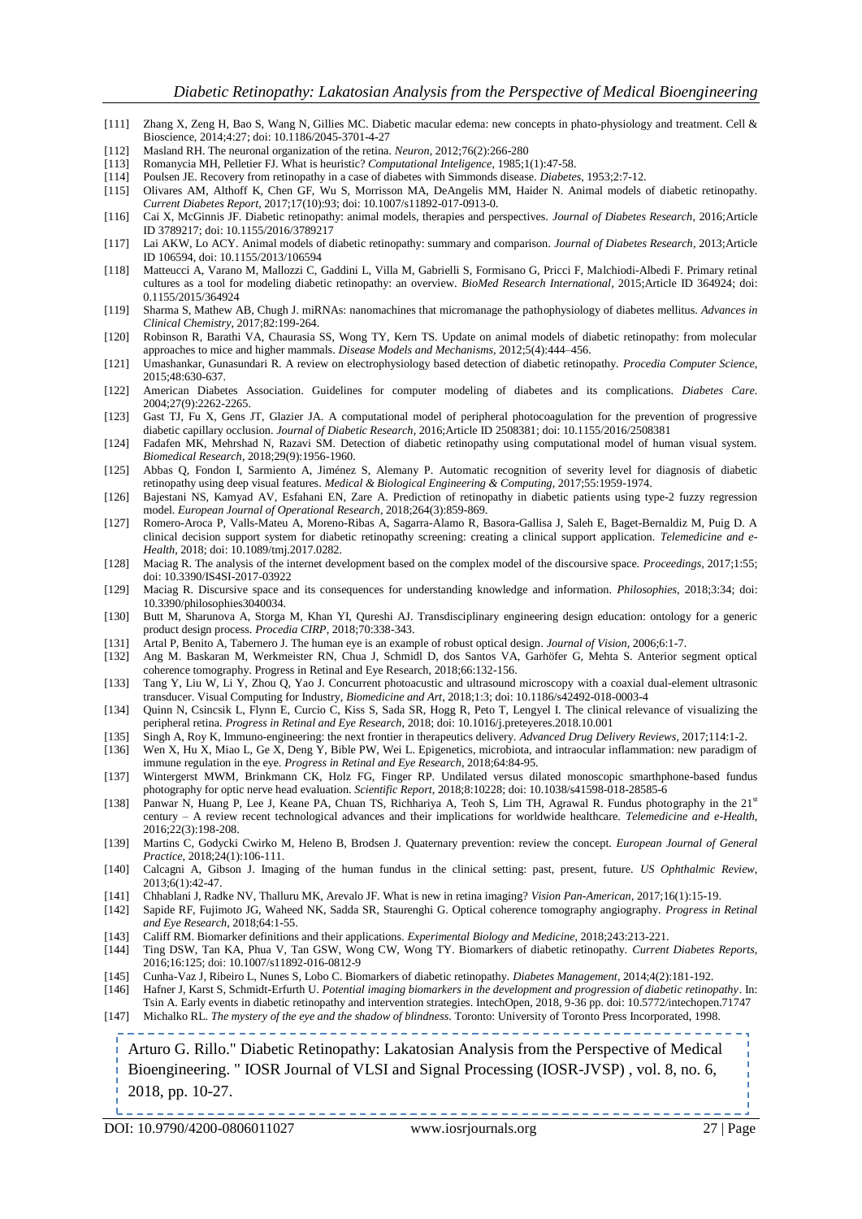[111] Zhang X, Zeng H, Bao S, Wang N, Gillies MC. Diabetic macular edema: new concepts in phato-physiology and treatment. Cell & Bioscience, 2014;4:27; doi: 10.1186/2045-3701-4-27

[112] Masland RH. The neuronal organization of the retina. *Neuron*, 2012;76(2):266-280

[113] Romanycia MH, Pelletier FJ. What is heuristic? *Computational Inteligence*, 1985;1(1):47-58.

[114] Poulsen JE. Recovery from retinopathy in a case of diabetes with Simmonds disease. *Diabetes*, 1953;2:7-12.

[115] Olivares AM, Althoff K, Chen GF, Wu S, Morrisson MA, DeAngelis MM, Haider N. Animal models of diabetic retinopathy. *Current Diabetes Report*, 2017;17(10):93; doi: 10.1007/s11892-017-0913-0.

[116] Cai X, McGinnis JF. Diabetic retinopathy: animal models, therapies and perspectives. *Journal of Diabetes Research*, 2016;Article ID 3789217; doi: 10.1155/2016/3789217

[117] Lai AKW, Lo ACY. Animal models of diabetic retinopathy: summary and comparison. *Journal of Diabetes Research*, 2013;Article ID 106594, doi: 10.1155/2013/106594

[118] Matteucci A, Varano M, Mallozzi C, Gaddini L, Villa M, Gabrielli S, Formisano G, Pricci F, Malchiodi-Albedi F. Primary retinal cultures as a tool for modeling diabetic retinopathy: an overview. *BioMed Research International*, 2015;Article ID 364924; doi: 0.1155/2015/364924

[119] Sharma S, Mathew AB, Chugh J. miRNAs: nanomachines that micromanage the pathophysiology of diabetes mellitus. *Advances in Clinical Chemistry*, 2017;82:199-264.

[120] Robinson R, Barathi VA, Chaurasia SS, Wong TY, Kern TS. Update on animal models of diabetic retinopathy: from molecular approaches to mice and higher mammals. *Disease Models and Mechanisms*, 2012;5(4):444–456.

[121] Umashankar, Gunasundari R. A review on electrophysiology based detection of diabetic retinopathy. *Procedia Computer Science*, 2015;48:630-637.

[122] American Diabetes Association. Guidelines for computer modeling of diabetes and its complications. *Diabetes Care*. 2004;27(9):2262-2265.

[123] Gast TJ, Fu X, Gens JT, Glazier JA. A computational model of peripheral photocoagulation for the prevention of progressive diabetic capillary occlusion. *Journal of Diabetic Research*, 2016;Article ID 2508381; doi: 10.1155/2016/2508381

[124] Fadafen MK, Mehrshad N, Razavi SM. Detection of diabetic retinopathy using computational model of human visual system. *Biomedical Research*, 2018;29(9):1956-1960.

[125] Abbas Q, Fondon I, Sarmiento A, Jiménez S, Alemany P. Automatic recognition of severity level for diagnosis of diabetic retinopathy using deep visual features. *Medical & Biological Engineering & Computing*, 2017;55:1959-1974.

[126] Bajestani NS, Kamyad AV, Esfahani EN, Zare A. Prediction of retinopathy in diabetic patients using type-2 fuzzy regression model. *European Journal of Operational Research*, 2018;264(3):859-869.

[127] Romero-Aroca P, Valls-Mateu A, Moreno-Ribas A, Sagarra-Alamo R, Basora-Gallisa J, Saleh E, Baget-Bernaldiz M, Puig D. A clinical decision support system for diabetic retinopathy screening: creating a clinical support application. *Telemedicine and e-Health*, 2018; doi: 10.1089/tmj.2017.0282.

[128] Maciag R. The analysis of the internet development based on the complex model of the discoursive space. *Proceedings*, 2017;1:55; doi: 10.3390/IS4SI-2017-03922

[129] Maciag R. Discursive space and its consequences for understanding knowledge and information. *Philosophies*, 2018;3:34; doi: 10.3390/philosophies3040034.

[130] Butt M, Sharunova A, Storga M, Khan YI, Qureshi AJ. Transdisciplinary engineering design education: ontology for a generic product design process. *Procedia CIRP*, 2018;70:338-343.

[131] Artal P, Benito A, Tabernero J. The human eye is an example of robust optical design. *Journal of Vision*, 2006;6:1-7.

[132] Ang M. Baskaran M, Werkmeister RN, Chua J, Schmidl D, dos Santos VA, Garhöfer G, Mehta S. Anterior segment optical coherence tomography. Progress in Retinal and Eye Research, 2018;66:132-156.

[133] Tang Y, Liu W, Li Y, Zhou Q, Yao J. Concurrent photoacustic and ultrasound microscopy with a coaxial dual-element ultrasonic transducer. Visual Computing for Industry, *Biomedicine and Art*, 2018;1:3; doi: 10.1186/s42492-018-0003-4

[134] Quinn N, Csincsik L, Flynn E, Curcio C, Kiss S, Sada SR, Hogg R, Peto T, Lengyel I. The clinical relevance of visualizing the peripheral retina. *Progress in Retinal and Eye Research*, 2018; doi: 10.1016/j.preteyeres.2018.10.001

[135] Singh A, Roy K, Immuno-engineering: the next frontier in therapeutics delivery. *Advanced Drug Delivery Reviews*, 2017;114:1-2.

[136] Wen X, Hu X, Miao L, Ge X, Deng Y, Bible PW, Wei L. Epigenetics, microbiota, and intraocular inflammation: new paradigm of immune regulation in the eye. *Progress in Retinal and Eye Research*, 2018;64:84-95.

[137] Wintergerst MWM, Brinkmann CK, Holz FG, Finger RP. Undilated versus dilated monoscopic smarthphone-based fundus photography for optic nerve head evaluation. *Scientific Report*, 2018;8:10228; doi: 10.1038/s41598-018-28585-6

[138] Panwar N, Huang P, Lee J, Keane PA, Chuan TS, Richhariya A, Teoh S, Lim TH, Agrawal R. Fundus photography in the 21st century – A review recent technological advances and their implications for worldwide healthcare. *Telemedicine and e-Health*, 2016;22(3):198-208.

[139] Martins C, Godycki Cwirko M, Heleno B, Brodsen J. Quaternary prevention: review the concept. *European Journal of General Practice*, 2018;24(1):106-111.

[140] Calcagni A, Gibson J. Imaging of the human fundus in the clinical setting: past, present, future. *US Ophthalmic Review*, 2013;6(1):42-47.

[141] Chhablani J, Radke NV, Thalluru MK, Arevalo JF. What is new in retina imaging? *Vision Pan-American*, 2017;16(1):15-19.

[142] Sapide RF, Fujimoto JG, Waheed NK, Sadda SR, Staurenghi G. Optical coherence tomography angiography. *Progress in Retinal and Eye Research*, 2018;64:1-55.

[143] Califf RM. Biomarker definitions and their applications. *Experimental Biology and Medicine*, 2018;243:213-221.

[144] Ting DSW, Tan KA, Phua V, Tan GSW, Wong CW, Wong TY. Biomarkers of diabetic retinopathy. *Current Diabetes Reports*, 2016;16:125; doi: 10.1007/s11892-016-0812-9

[145] Cunha-Vaz J, Ribeiro L, Nunes S, Lobo C. Biomarkers of diabetic retinopathy. *Diabetes Management*, 2014;4(2):181-192.

[146] Hafner J, Karst S, Schmidt-Erfurth U. *Potential imaging biomarkers in the development and progression of diabetic retinopathy*. In: Tsin A. Early events in diabetic retinopathy and intervention strategies. IntechOpen, 2018, 9-36 pp. doi: 10.5772/intechopen.71747

[147] Michalko RL. *The mystery of the eye and the shadow of blindness*. Toronto: University of Toronto Press Incorporated, 1998.

Arturo G. Rillo." Diabetic Retinopathy: Lakatosian Analysis from the Perspective of Medical Bioengineering. " IOSR Journal of VLSI and Signal Processing (IOSR-JVSP) , vol. 8, no. 6, 2018, pp. 10-27.